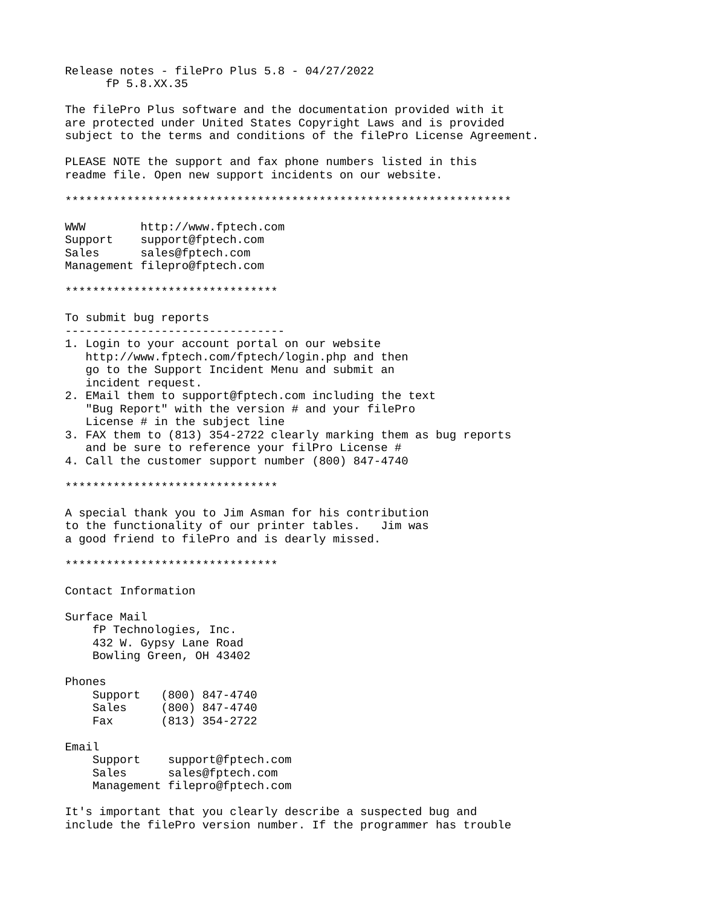Release notes - filePro Plus 5.8 - 04/27/2022
fP 5.8.XX.35

The filePro Plus software and the documentation provided with it are protected under United States Copyright Laws and is provided subject to the terms and conditions of the filePro License Agreement.

PLEASE NOTE the support and fax phone numbers listed in this readme file. Open new support incidents on our website.

*****************************************************************

```
WWW        http://www.fptech.com
Support    support@fptech.com
Sales      sales@fptech.com
Management filepro@fptech.com
```

*******************************

## To submit bug reports

1. Login to your account portal on our website http://www.fptech.com/fptech/login.php and then go to the Support Incident Menu and submit an incident request.
2. EMail them to support@fptech.com including the text "Bug Report" with the version # and your filePro License # in the subject line
3. FAX them to (813) 354-2722 clearly marking them as bug reports and be sure to reference your filPro License #
4. Call the customer support number (800) 847-4740

*******************************

A special thank you to Jim Asman for his contribution to the functionality of our printer tables. Jim was a good friend to filePro and is dearly missed.

*******************************

## Contact Information

Surface Mail

```
    fP Technologies, Inc.
    432 W. Gypsy Lane Road
    Bowling Green, OH 43402
```

Phones

```
    Support   (800) 847-4740
    Sales     (800) 847-4740
    Fax       (813) 354-2722
```

Email

```
    Support    support@fptech.com
    Sales      sales@fptech.com
    Management filepro@fptech.com
```

It's important that you clearly describe a suspected bug and include the filePro version number. If the programmer has trouble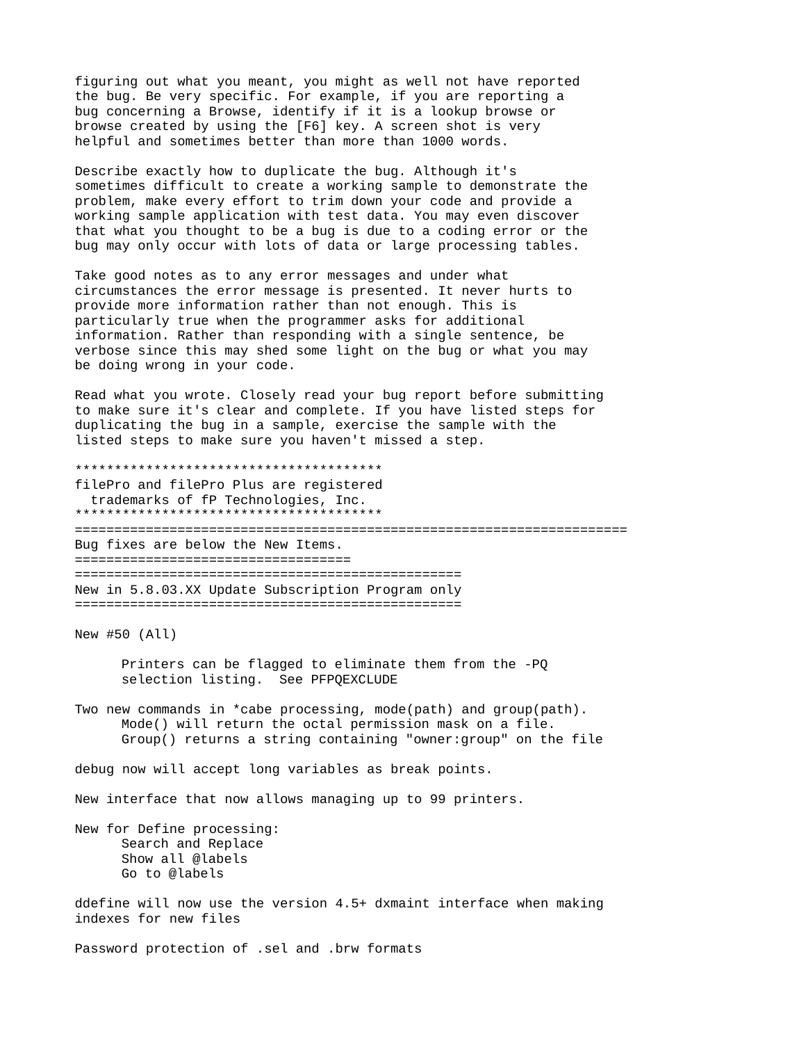figuring out what you meant, you might as well not have reported the bug. Be very specific. For example, if you are reporting a bug concerning a Browse, identify if it is a lookup browse or browse created by using the [F6] key. A screen shot is very helpful and sometimes better than more than 1000 words.

Describe exactly how to duplicate the bug. Although it's sometimes difficult to create a working sample to demonstrate the problem, make every effort to trim down your code and provide a working sample application with test data. You may even discover that what you thought to be a bug is due to a coding error or the bug may only occur with lots of data or large processing tables.

Take good notes as to any error messages and under what circumstances the error message is presented. It never hurts to provide more information rather than not enough. This is particularly true when the programmer asks for additional information. Rather than responding with a single sentence, be verbose since this may shed some light on the bug or what you may be doing wrong in your code.

Read what you wrote. Closely read your bug report before submitting to make sure it's clear and complete. If you have listed steps for duplicating the bug in a sample, exercise the sample with the listed steps to make sure you haven't missed a step.

****************************************
filePro and filePro Plus are registered
  trademarks of fP Technologies, Inc.
****************************************

======================================================================

Bug fixes are below the New Items.

==================================

==================================================

New in 5.8.03.XX Update Subscription Program only

==================================================

New #50 (All)

    Printers can be flagged to eliminate them from the -PQ
    selection listing.  See PFPQEXCLUDE

Two new commands in *cabe processing, mode(path) and group(path).
    Mode() will return the octal permission mask on a file.
    Group() returns a string containing "owner:group" on the file

debug now will accept long variables as break points.

New interface that now allows managing up to 99 printers.

New for Define processing:
- Search and Replace
- Show all @labels
- Go to @labels

ddefine will now use the version 4.5+ dxmaint interface when making indexes for new files

Password protection of .sel and .brw formats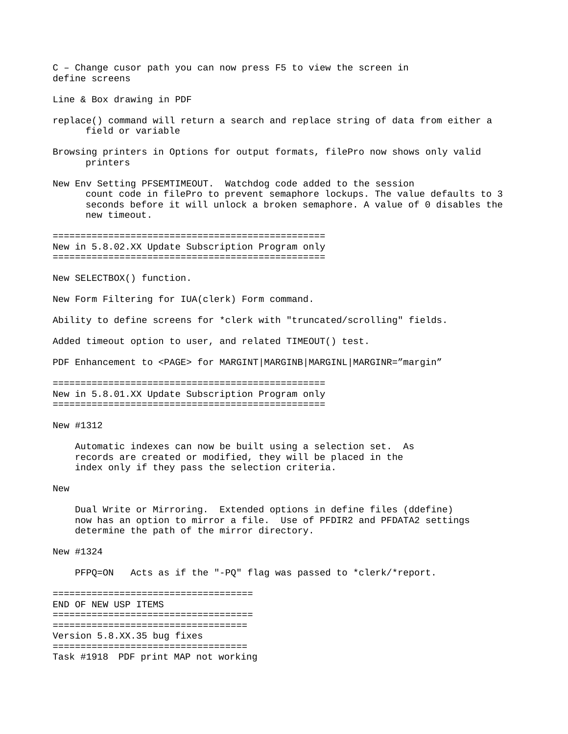C – Change cusor path you can now press F5 to view the screen in
define screens

Line & Box drawing in PDF

replace() command will return a search and replace string of data from either a field or variable

Browsing printers in Options for output formats, filePro now shows only valid printers

New Env Setting PFSEMTIMEOUT. Watchdog code added to the session count code in filePro to prevent semaphore lockups. The value defaults to 3 seconds before it will unlock a broken semaphore. A value of 0 disables the new timeout.

=================================================
New in 5.8.02.XX Update Subscription Program only
=================================================

New SELECTBOX() function.

New Form Filtering for IUA(clerk) Form command.

Ability to define screens for *clerk with "truncated/scrolling" fields.

Added timeout option to user, and related TIMEOUT() test.

PDF Enhancement to <PAGE> for MARGINT|MARGINB|MARGINL|MARGINR=”margin”

=================================================
New in 5.8.01.XX Update Subscription Program only
=================================================

New #1312

Automatic indexes can now be built using a selection set. As records are created or modified, they will be placed in the index only if they pass the selection criteria.

New

Dual Write or Mirroring. Extended options in define files (ddefine) now has an option to mirror a file. Use of PFDIR2 and PFDATA2 settings determine the path of the mirror directory.

New #1324

PFPQ=ON Acts as if the "-PQ" flag was passed to *clerk/*report.

====================================
END OF NEW USP ITEMS
====================================
===================================
Version 5.8.XX.35 bug fixes
===================================
Task #1918 PDF print MAP not working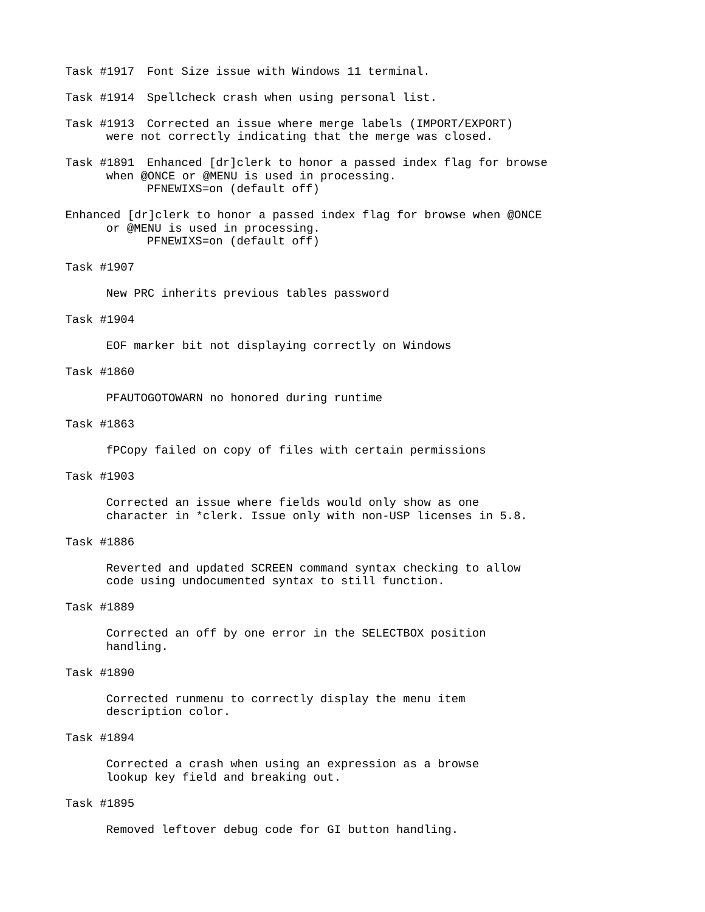Task #1917  Font Size issue with Windows 11 terminal.

Task #1914  Spellcheck crash when using personal list.

Task #1913  Corrected an issue where merge labels (IMPORT/EXPORT) were not correctly indicating that the merge was closed.

Task #1891  Enhanced [dr]clerk to honor a passed index flag for browse when @ONCE or @MENU is used in processing.
PFNEWIXS=on (default off)

Enhanced [dr]clerk to honor a passed index flag for browse when @ONCE or @MENU is used in processing.
PFNEWIXS=on (default off)

Task #1907

New PRC inherits previous tables password

Task #1904

EOF marker bit not displaying correctly on Windows

Task #1860

PFAUTOGOTOWARN no honored during runtime

Task #1863

fPCopy failed on copy of files with certain permissions

Task #1903

Corrected an issue where fields would only show as one character in *clerk. Issue only with non-USP licenses in 5.8.

Task #1886

Reverted and updated SCREEN command syntax checking to allow code using undocumented syntax to still function.

Task #1889

Corrected an off by one error in the SELECTBOX position handling.

Task #1890

Corrected runmenu to correctly display the menu item description color.

Task #1894

Corrected a crash when using an expression as a browse lookup key field and breaking out.

Task #1895

Removed leftover debug code for GI button handling.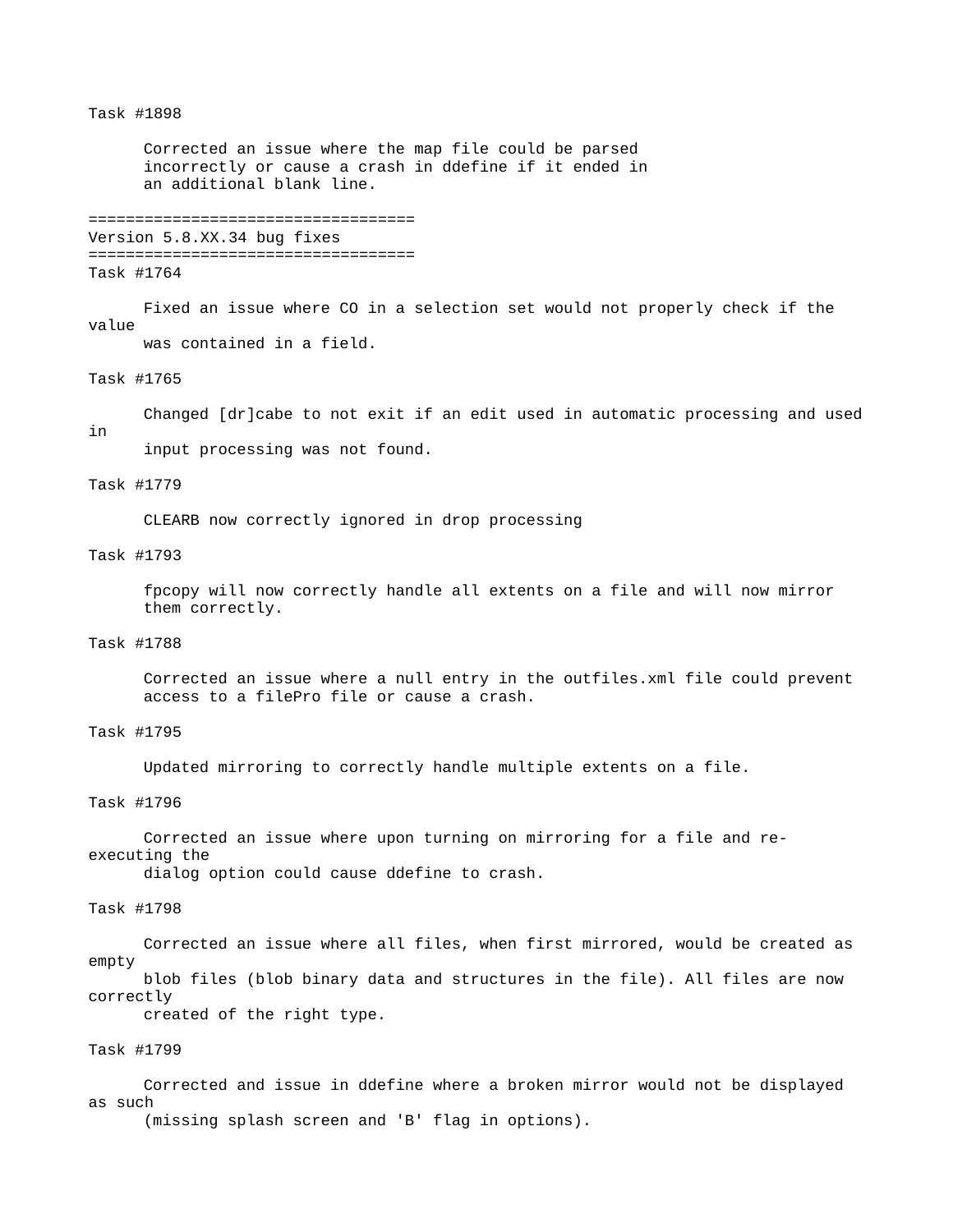Task #1898

Corrected an issue where the map file could be parsed incorrectly or cause a crash in ddefine if it ended in an additional blank line.

==================================
Version 5.8.XX.34 bug fixes
==================================

Task #1764

Fixed an issue where CO in a selection set would not properly check if the value was contained in a field.

Task #1765

Changed [dr]cabe to not exit if an edit used in automatic processing and used in input processing was not found.

Task #1779

CLEARB now correctly ignored in drop processing

Task #1793

fpcopy will now correctly handle all extents on a file and will now mirror them correctly.

Task #1788

Corrected an issue where a null entry in the outfiles.xml file could prevent access to a filePro file or cause a crash.

Task #1795

Updated mirroring to correctly handle multiple extents on a file.

Task #1796

Corrected an issue where upon turning on mirroring for a file and re-executing the dialog option could cause ddefine to crash.

Task #1798

Corrected an issue where all files, when first mirrored, would be created as empty blob files (blob binary data and structures in the file). All files are now correctly created of the right type.

Task #1799

Corrected and issue in ddefine where a broken mirror would not be displayed as such (missing splash screen and 'B' flag in options).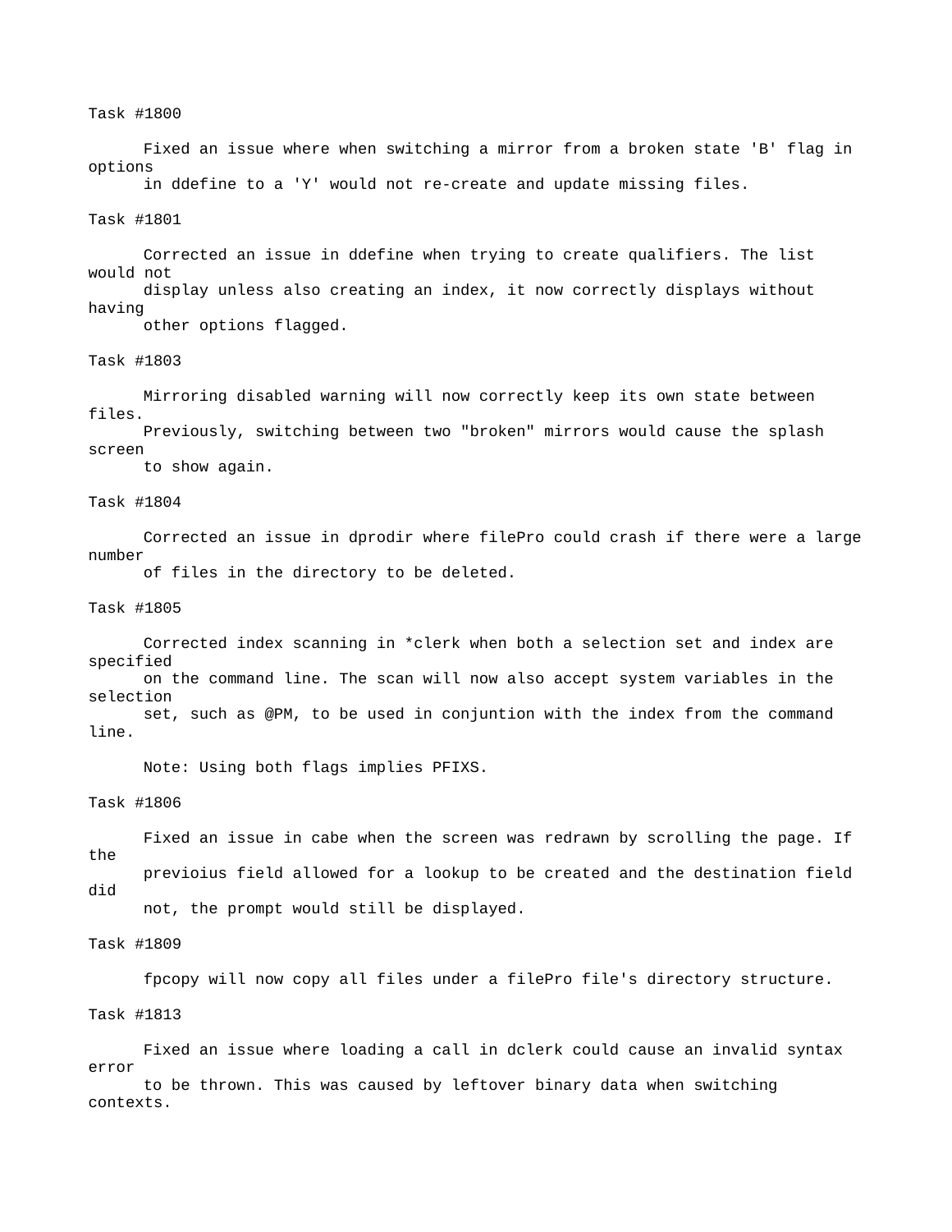Task #1800

Fixed an issue where when switching a mirror from a broken state 'B' flag in options in ddefine to a 'Y' would not re-create and update missing files.

Task #1801

Corrected an issue in ddefine when trying to create qualifiers. The list would not display unless also creating an index, it now correctly displays without having other options flagged.

Task #1803

Mirroring disabled warning will now correctly keep its own state between files. Previously, switching between two "broken" mirrors would cause the splash screen to show again.

Task #1804

Corrected an issue in dprodir where filePro could crash if there were a large number of files in the directory to be deleted.

Task #1805

Corrected index scanning in *clerk when both a selection set and index are specified on the command line. The scan will now also accept system variables in the selection set, such as @PM, to be used in conjuntion with the index from the command line.

Note: Using both flags implies PFIXS.

Task #1806

Fixed an issue in cabe when the screen was redrawn by scrolling the page. If the previoius field allowed for a lookup to be created and the destination field did not, the prompt would still be displayed.

Task #1809

fpcopy will now copy all files under a filePro file's directory structure.

Task #1813

Fixed an issue where loading a call in dclerk could cause an invalid syntax error to be thrown. This was caused by leftover binary data when switching contexts.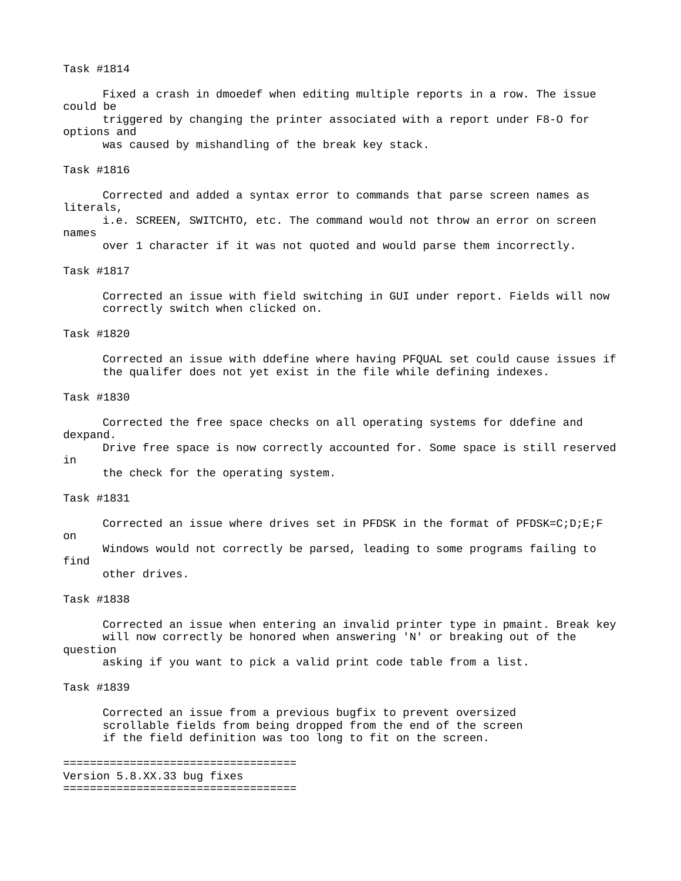Task #1814

Fixed a crash in dmoedef when editing multiple reports in a row. The issue could be triggered by changing the printer associated with a report under F8-O for options and was caused by mishandling of the break key stack.

Task #1816

Corrected and added a syntax error to commands that parse screen names as literals, i.e. SCREEN, SWITCHTO, etc. The command would not throw an error on screen names over 1 character if it was not quoted and would parse them incorrectly.

Task #1817

Corrected an issue with field switching in GUI under report. Fields will now correctly switch when clicked on.

Task #1820

Corrected an issue with ddefine where having PFQUAL set could cause issues if the qualifer does not yet exist in the file while defining indexes.

Task #1830

Corrected the free space checks on all operating systems for ddefine and dexpand. Drive free space is now correctly accounted for. Some space is still reserved in the check for the operating system.

Task #1831

Corrected an issue where drives set in PFDSK in the format of PFDSK=C;D;E;F on Windows would not correctly be parsed, leading to some programs failing to find other drives.

Task #1838

Corrected an issue when entering an invalid printer type in pmaint. Break key will now correctly be honored when answering 'N' or breaking out of the question asking if you want to pick a valid print code table from a list.

Task #1839

Corrected an issue from a previous bugfix to prevent oversized scrollable fields from being dropped from the end of the screen if the field definition was too long to fit on the screen.

====================================
Version 5.8.XX.33 bug fixes
====================================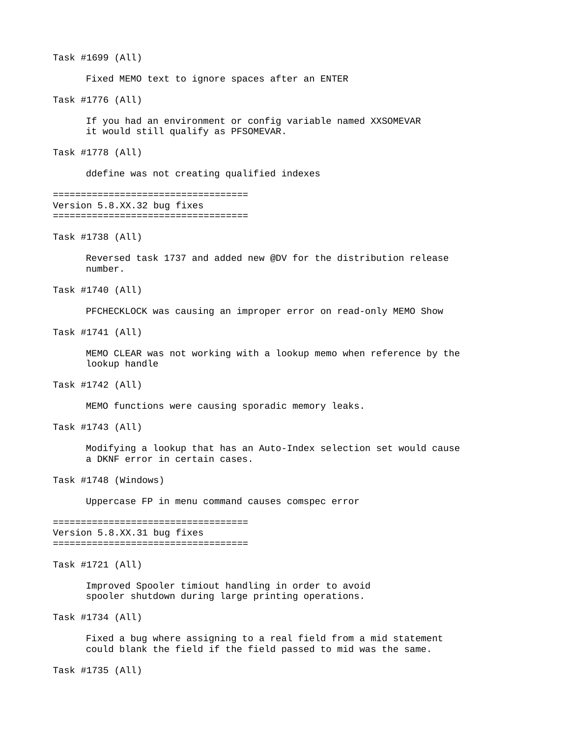Task #1699 (All)

Fixed MEMO text to ignore spaces after an ENTER

Task #1776 (All)

If you had an environment or config variable named XXSOMEVAR it would still qualify as PFSOMEVAR.

Task #1778 (All)

ddefine was not creating qualified indexes

## Version 5.8.XX.32 bug fixes

Task #1738 (All)

Reversed task 1737 and added new @DV for the distribution release number.

Task #1740 (All)

PFCHECKLOCK was causing an improper error on read-only MEMO Show

Task #1741 (All)

MEMO CLEAR was not working with a lookup memo when reference by the lookup handle

Task #1742 (All)

MEMO functions were causing sporadic memory leaks.

Task #1743 (All)

Modifying a lookup that has an Auto-Index selection set would cause a DKNF error in certain cases.

Task #1748 (Windows)

Uppercase FP in menu command causes comspec error

## Version 5.8.XX.31 bug fixes

Task #1721 (All)

Improved Spooler timiout handling in order to avoid spooler shutdown during large printing operations.

Task #1734 (All)

Fixed a bug where assigning to a real field from a mid statement could blank the field if the field passed to mid was the same.

Task #1735 (All)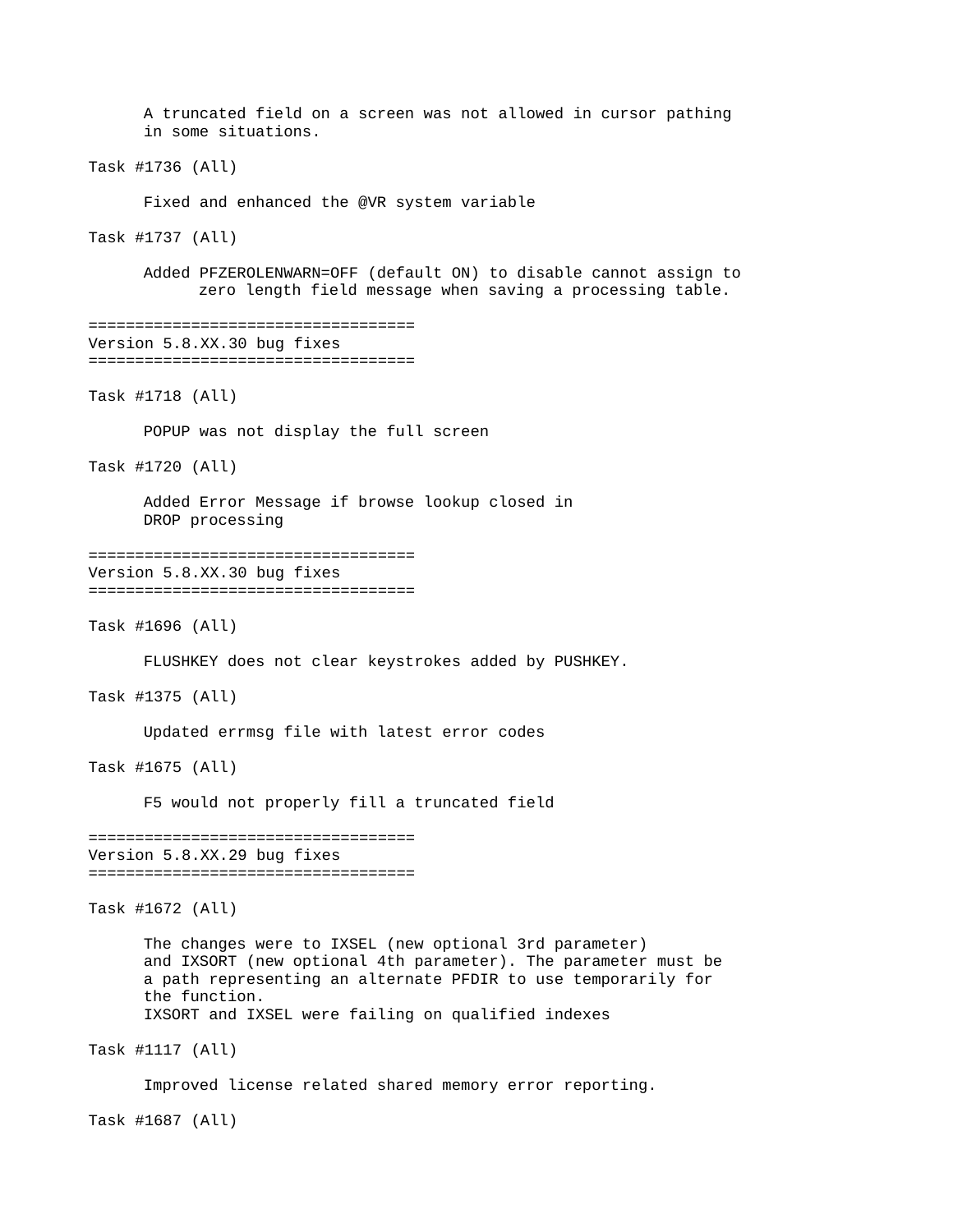A truncated field on a screen was not allowed in cursor pathing in some situations.

Task #1736 (All)

Fixed and enhanced the @VR system variable

Task #1737 (All)

Added PFZEROLENWARN=OFF (default ON) to disable cannot assign to zero length field message when saving a processing table.

===================================
Version 5.8.XX.30 bug fixes
===================================

Task #1718 (All)

POPUP was not display the full screen

Task #1720 (All)

Added Error Message if browse lookup closed in DROP processing

===================================
Version 5.8.XX.30 bug fixes
===================================

Task #1696 (All)

FLUSHKEY does not clear keystrokes added by PUSHKEY.

Task #1375 (All)

Updated errmsg file with latest error codes

Task #1675 (All)

F5 would not properly fill a truncated field

===================================
Version 5.8.XX.29 bug fixes
===================================

Task #1672 (All)

The changes were to IXSEL (new optional 3rd parameter) and IXSORT (new optional 4th parameter). The parameter must be a path representing an alternate PFDIR to use temporarily for the function.
IXSORT and IXSEL were failing on qualified indexes

Task #1117 (All)

Improved license related shared memory error reporting.

Task #1687 (All)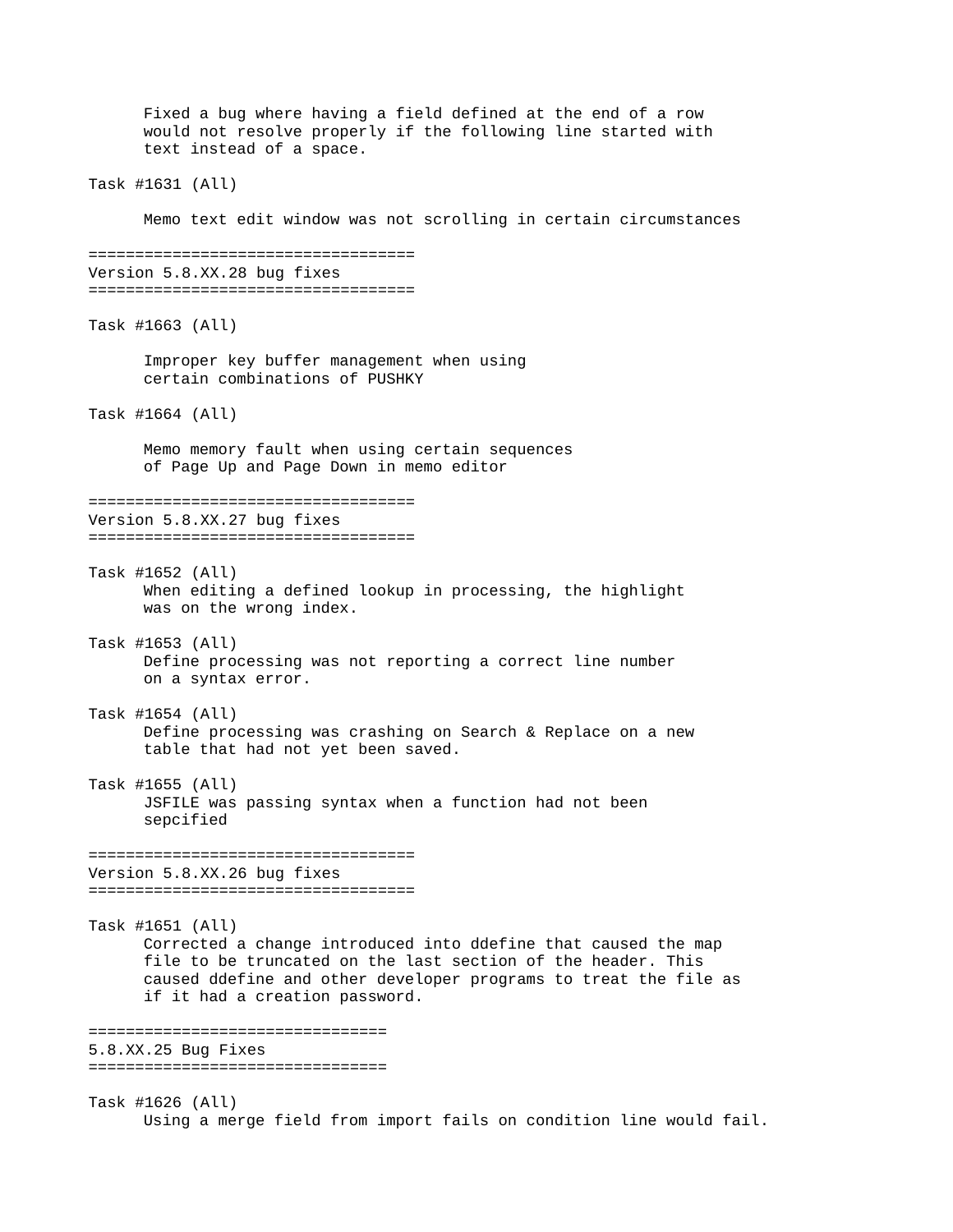Fixed a bug where having a field defined at the end of a row would not resolve properly if the following line started with text instead of a space.

Task #1631 (All)

Memo text edit window was not scrolling in certain circumstances

===================================
## Version 5.8.XX.28 bug fixes
===================================

Task #1663 (All)

Improper key buffer management when using certain combinations of PUSHKY

Task #1664 (All)

Memo memory fault when using certain sequences of Page Up and Page Down in memo editor

===================================
## Version 5.8.XX.27 bug fixes
===================================

Task #1652 (All)
When editing a defined lookup in processing, the highlight was on the wrong index.

Task #1653 (All)
Define processing was not reporting a correct line number on a syntax error.

Task #1654 (All)
Define processing was crashing on Search & Replace on a new table that had not yet been saved.

Task #1655 (All)
JSFILE was passing syntax when a function had not been sepcified

===================================
## Version 5.8.XX.26 bug fixes
===================================

Task #1651 (All)
Corrected a change introduced into ddefine that caused the map file to be truncated on the last section of the header. This caused ddefine and other developer programs to treat the file as if it had a creation password.

================================
## 5.8.XX.25 Bug Fixes
================================

Task #1626 (All)
Using a merge field from import fails on condition line would fail.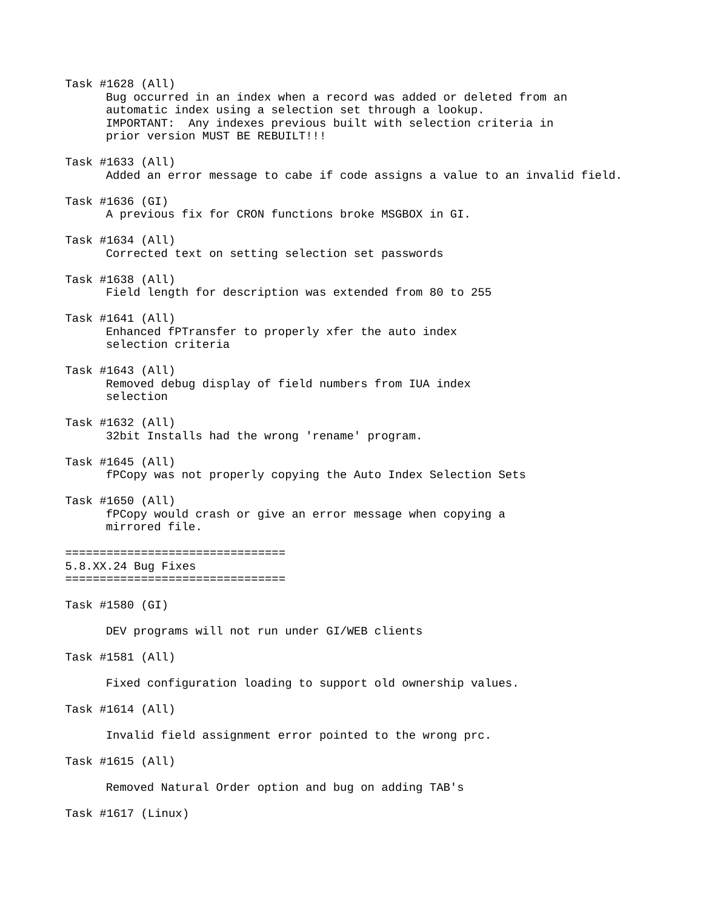Task #1628 (All)
Bug occurred in an index when a record was added or deleted from an automatic index using a selection set through a lookup.
IMPORTANT: Any indexes previous built with selection criteria in prior version MUST BE REBUILT!!!

Task #1633 (All)
Added an error message to cabe if code assigns a value to an invalid field.

Task #1636 (GI)
A previous fix for CRON functions broke MSGBOX in GI.

Task #1634 (All)
Corrected text on setting selection set passwords

Task #1638 (All)
Field length for description was extended from 80 to 255

Task #1641 (All)
Enhanced fPTransfer to properly xfer the auto index selection criteria

Task #1643 (All)
Removed debug display of field numbers from IUA index selection

Task #1632 (All)
32bit Installs had the wrong 'rename' program.

Task #1645 (All)
fPCopy was not properly copying the Auto Index Selection Sets

Task #1650 (All)
fPCopy would crash or give an error message when copying a mirrored file.

================================
## 5.8.XX.24 Bug Fixes
================================

Task #1580 (GI)

DEV programs will not run under GI/WEB clients

Task #1581 (All)

Fixed configuration loading to support old ownership values.

Task #1614 (All)

Invalid field assignment error pointed to the wrong prc.

Task #1615 (All)

Removed Natural Order option and bug on adding TAB's

Task #1617 (Linux)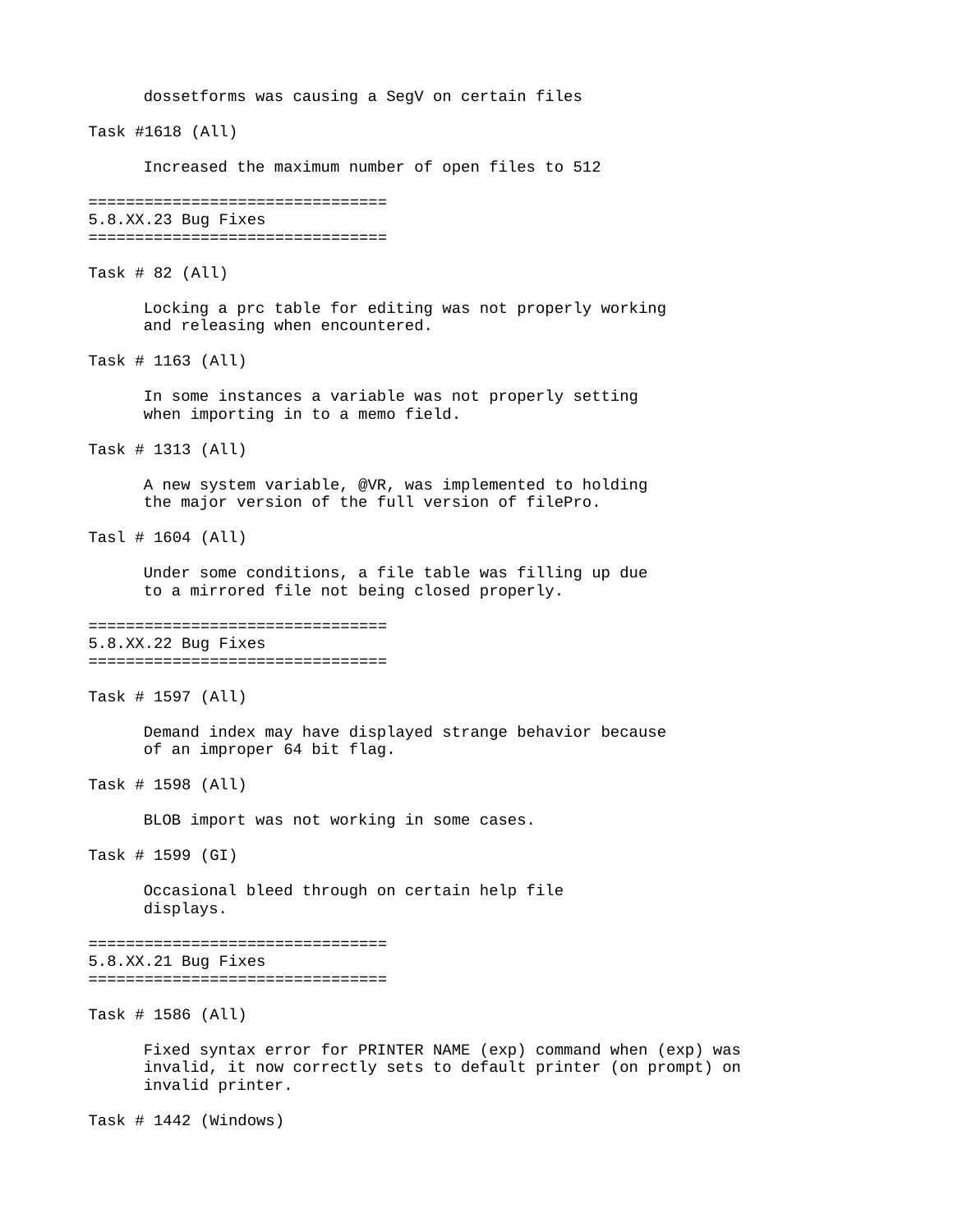dossetforms was causing a SegV on certain files

Task #1618 (All)

Increased the maximum number of open files to 512

================================
## 5.8.XX.23 Bug Fixes
================================

Task # 82 (All)

Locking a prc table for editing was not properly working and releasing when encountered.

Task # 1163 (All)

In some instances a variable was not properly setting when importing in to a memo field.

Task # 1313 (All)

A new system variable, @VR, was implemented to holding the major version of the full version of filePro.

Tasl # 1604 (All)

Under some conditions, a file table was filling up due to a mirrored file not being closed properly.

================================
## 5.8.XX.22 Bug Fixes
================================

Task # 1597 (All)

Demand index may have displayed strange behavior because of an improper 64 bit flag.

Task # 1598 (All)

BLOB import was not working in some cases.

Task # 1599 (GI)

Occasional bleed through on certain help file displays.

================================
## 5.8.XX.21 Bug Fixes
================================

Task # 1586 (All)

Fixed syntax error for PRINTER NAME (exp) command when (exp) was invalid, it now correctly sets to default printer (on prompt) on invalid printer.

Task # 1442 (Windows)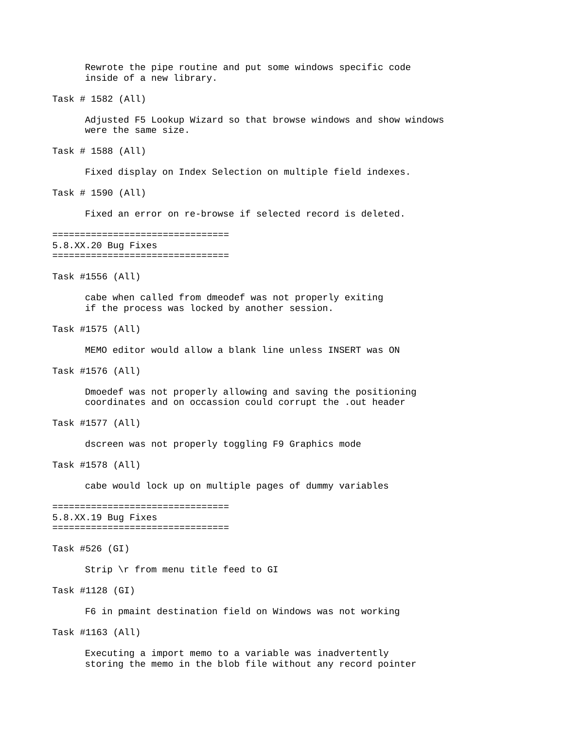Rewrote the pipe routine and put some windows specific code inside of a new library.

Task # 1582 (All)

Adjusted F5 Lookup Wizard so that browse windows and show windows were the same size.

Task # 1588 (All)

Fixed display on Index Selection on multiple field indexes.

Task # 1590 (All)

Fixed an error on re-browse if selected record is deleted.

================================
## 5.8.XX.20 Bug Fixes
================================

Task #1556 (All)

cabe when called from dmeodef was not properly exiting if the process was locked by another session.

Task #1575 (All)

MEMO editor would allow a blank line unless INSERT was ON

Task #1576 (All)

Dmoedef was not properly allowing and saving the positioning coordinates and on occassion could corrupt the .out header

Task #1577 (All)

dscreen was not properly toggling F9 Graphics mode

Task #1578 (All)

cabe would lock up on multiple pages of dummy variables

================================
## 5.8.XX.19 Bug Fixes
================================

Task #526 (GI)

Strip \r from menu title feed to GI

Task #1128 (GI)

F6 in pmaint destination field on Windows was not working

Task #1163 (All)

Executing a import memo to a variable was inadvertently storing the memo in the blob file without any record pointer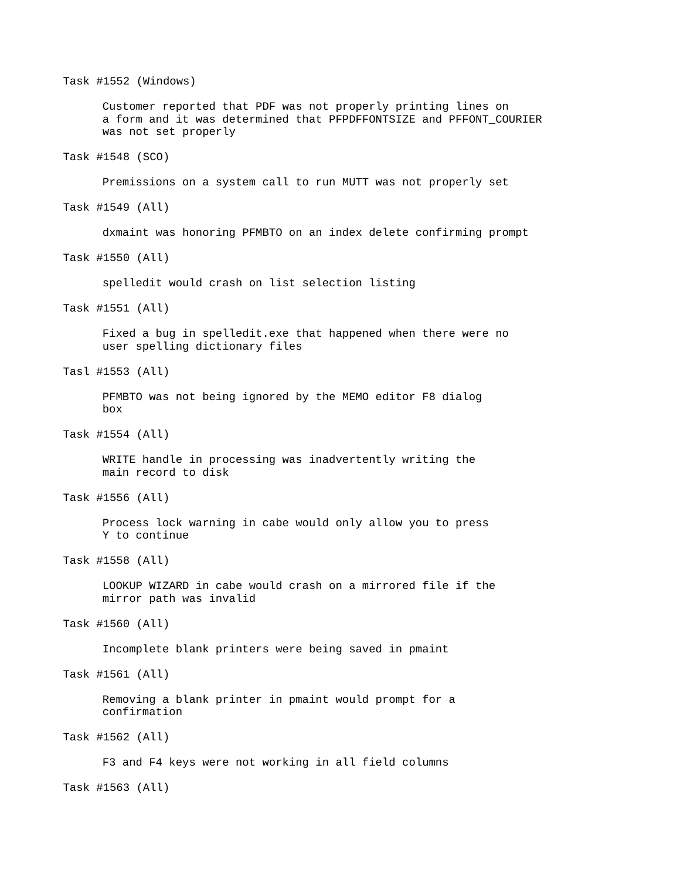Task #1552 (Windows)

Customer reported that PDF was not properly printing lines on a form and it was determined that PFPDFFONTSIZE and PFFONT_COURIER was not set properly

Task #1548 (SCO)

Premissions on a system call to run MUTT was not properly set

Task #1549 (All)

dxmaint was honoring PFMBTO on an index delete confirming prompt

Task #1550 (All)

spelledit would crash on list selection listing

Task #1551 (All)

Fixed a bug in spelledit.exe that happened when there were no user spelling dictionary files

Tasl #1553 (All)

PFMBTO was not being ignored by the MEMO editor F8 dialog box

Task #1554 (All)

WRITE handle in processing was inadvertently writing the main record to disk

Task #1556 (All)

Process lock warning in cabe would only allow you to press Y to continue

Task #1558 (All)

LOOKUP WIZARD in cabe would crash on a mirrored file if the mirror path was invalid

Task #1560 (All)

Incomplete blank printers were being saved in pmaint

Task #1561 (All)

Removing a blank printer in pmaint would prompt for a confirmation

Task #1562 (All)

F3 and F4 keys were not working in all field columns

Task #1563 (All)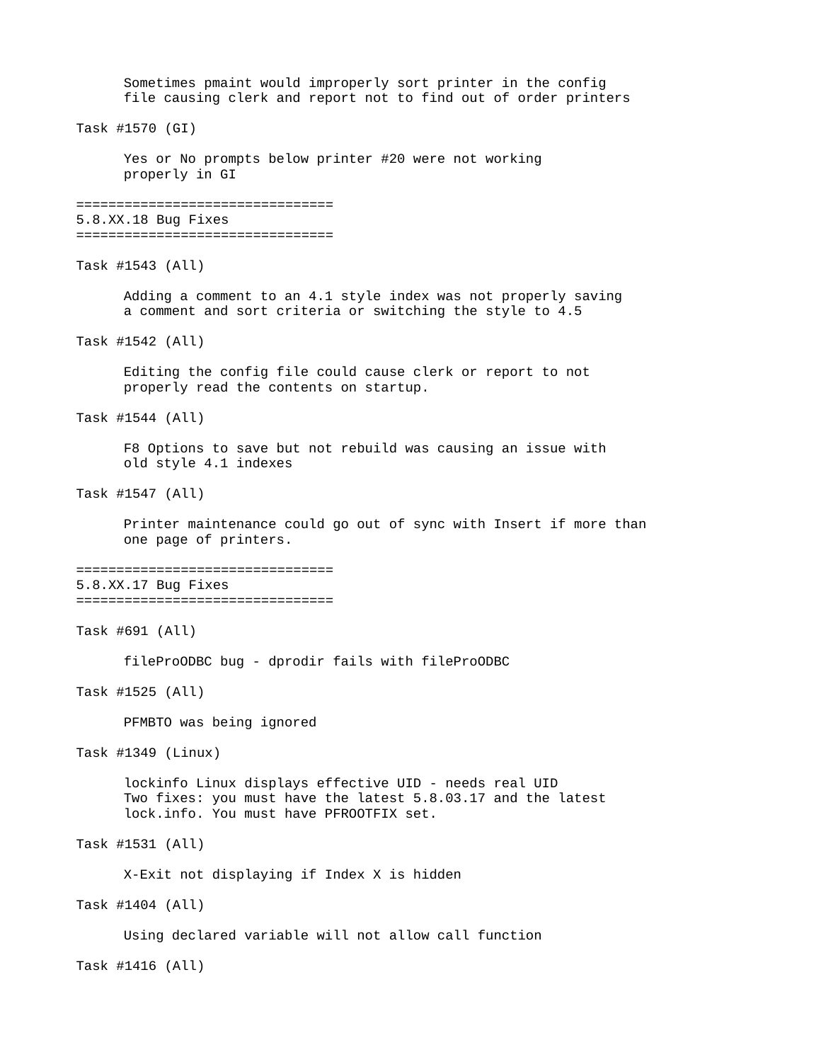Sometimes pmaint would improperly sort printer in the config file causing clerk and report not to find out of order printers

Task #1570 (GI)

Yes or No prompts below printer #20 were not working properly in GI

================================
## 5.8.XX.18 Bug Fixes
================================

Task #1543 (All)

Adding a comment to an 4.1 style index was not properly saving a comment and sort criteria or switching the style to 4.5

Task #1542 (All)

Editing the config file could cause clerk or report to not properly read the contents on startup.

Task #1544 (All)

F8 Options to save but not rebuild was causing an issue with old style 4.1 indexes

Task #1547 (All)

Printer maintenance could go out of sync with Insert if more than one page of printers.

================================
## 5.8.XX.17 Bug Fixes
================================

Task #691 (All)

fileProODBC bug - dprodir fails with fileProODBC

Task #1525 (All)

PFMBTO was being ignored

Task #1349 (Linux)

lockinfo Linux displays effective UID - needs real UID
Two fixes: you must have the latest 5.8.03.17 and the latest lock.info. You must have PFROOTFIX set.

Task #1531 (All)

X-Exit not displaying if Index X is hidden

Task #1404 (All)

Using declared variable will not allow call function

Task #1416 (All)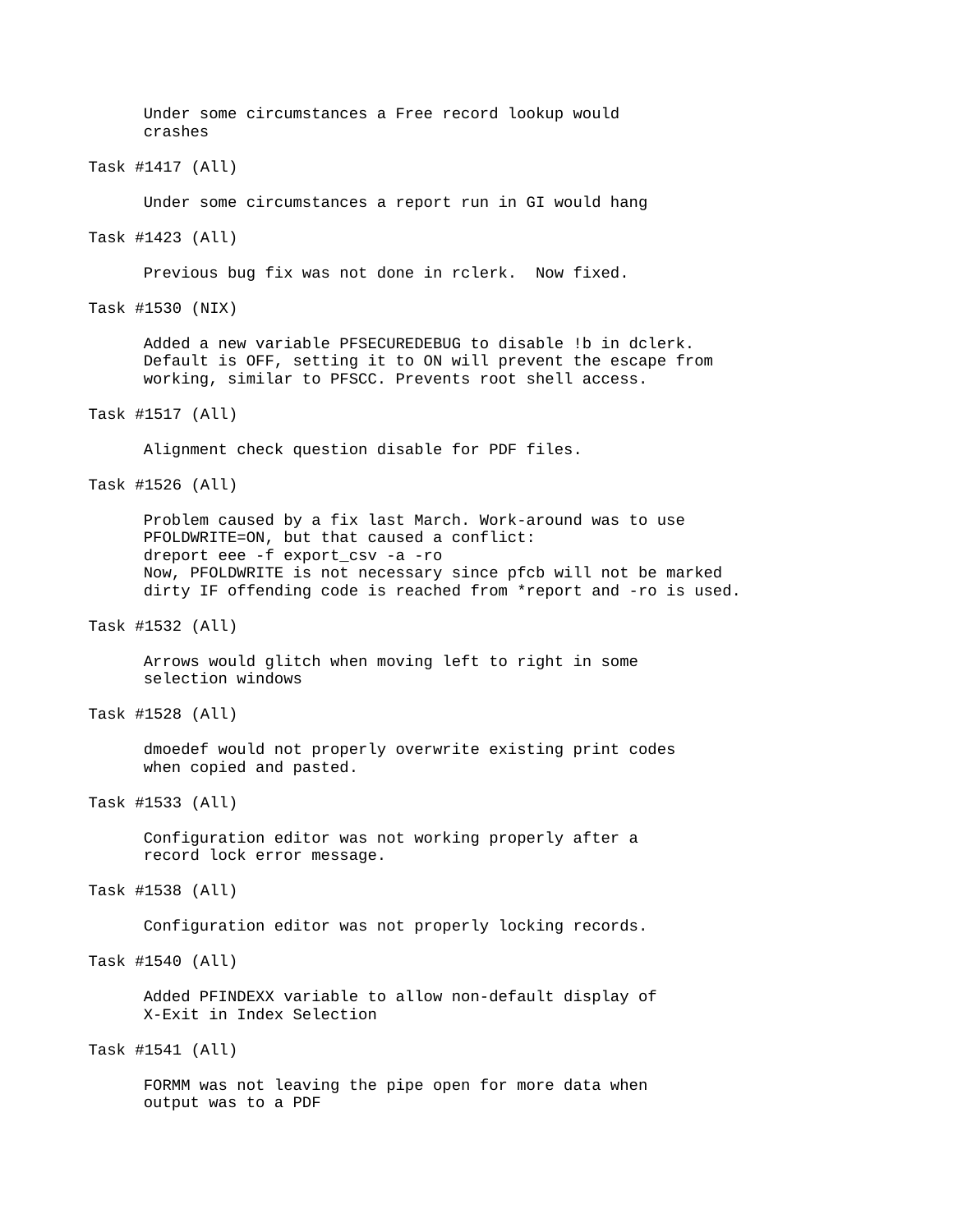Under some circumstances a Free record lookup would crashes

Task #1417 (All)

Under some circumstances a report run in GI would hang

Task #1423 (All)

Previous bug fix was not done in rclerk.  Now fixed.

Task #1530 (NIX)

Added a new variable PFSECUREDEBUG to disable !b in dclerk. Default is OFF, setting it to ON will prevent the escape from working, similar to PFSCC. Prevents root shell access.

Task #1517 (All)

Alignment check question disable for PDF files.

Task #1526 (All)

Problem caused by a fix last March. Work-around was to use PFOLDWRITE=ON, but that caused a conflict:
dreport eee -f export_csv -a -ro
Now, PFOLDWRITE is not necessary since pfcb will not be marked dirty IF offending code is reached from *report and -ro is used.

Task #1532 (All)

Arrows would glitch when moving left to right in some selection windows

Task #1528 (All)

dmoedef would not properly overwrite existing print codes when copied and pasted.

Task #1533 (All)

Configuration editor was not working properly after a record lock error message.

Task #1538 (All)

Configuration editor was not properly locking records.

Task #1540 (All)

Added PFINDEXX variable to allow non-default display of X-Exit in Index Selection

Task #1541 (All)

FORMM was not leaving the pipe open for more data when output was to a PDF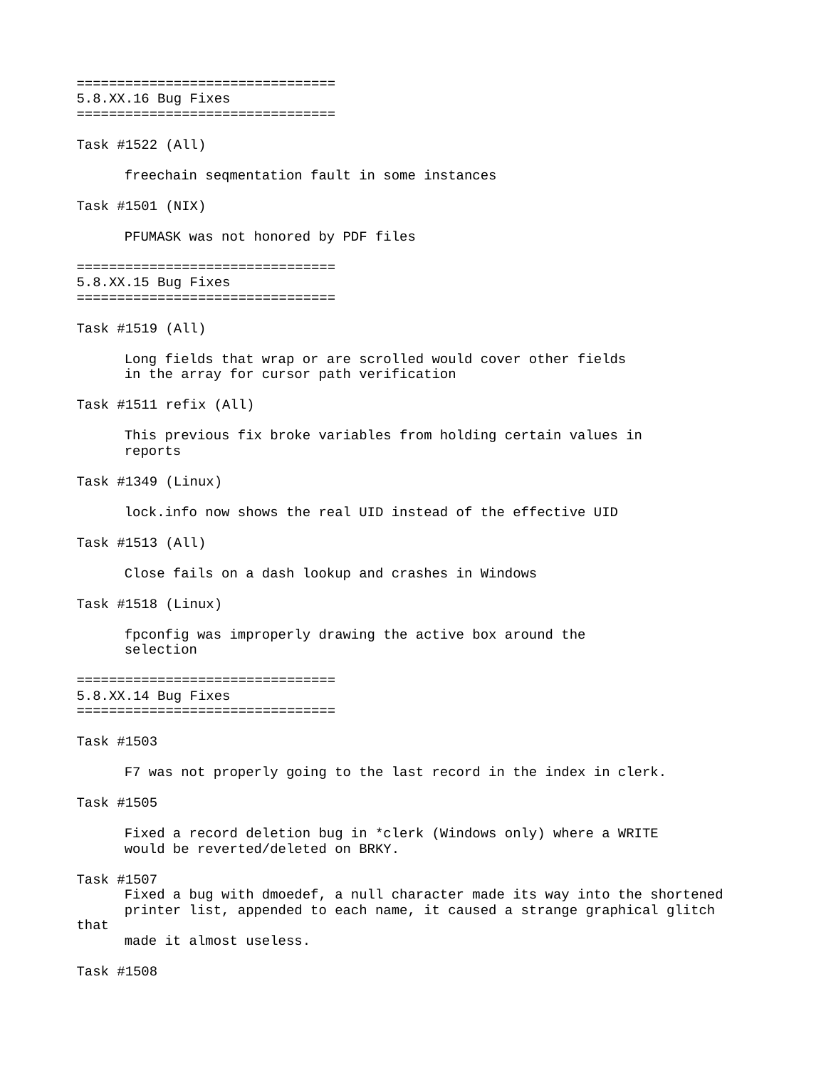================================
## 5.8.XX.16 Bug Fixes
================================

Task #1522 (All)

freechain seqmentation fault in some instances

Task #1501 (NIX)

PFUMASK was not honored by PDF files

================================
## 5.8.XX.15 Bug Fixes
================================

Task #1519 (All)

Long fields that wrap or are scrolled would cover other fields in the array for cursor path verification

Task #1511 refix (All)

This previous fix broke variables from holding certain values in reports

Task #1349 (Linux)

lock.info now shows the real UID instead of the effective UID

Task #1513 (All)

Close fails on a dash lookup and crashes in Windows

Task #1518 (Linux)

fpconfig was improperly drawing the active box around the selection

================================
## 5.8.XX.14 Bug Fixes
================================

Task #1503

F7 was not properly going to the last record in the index in clerk.

Task #1505

Fixed a record deletion bug in *clerk (Windows only) where a WRITE would be reverted/deleted on BRKY.

Task #1507

Fixed a bug with dmoedef, a null character made its way into the shortened printer list, appended to each name, it caused a strange graphical glitch that made it almost useless.

Task #1508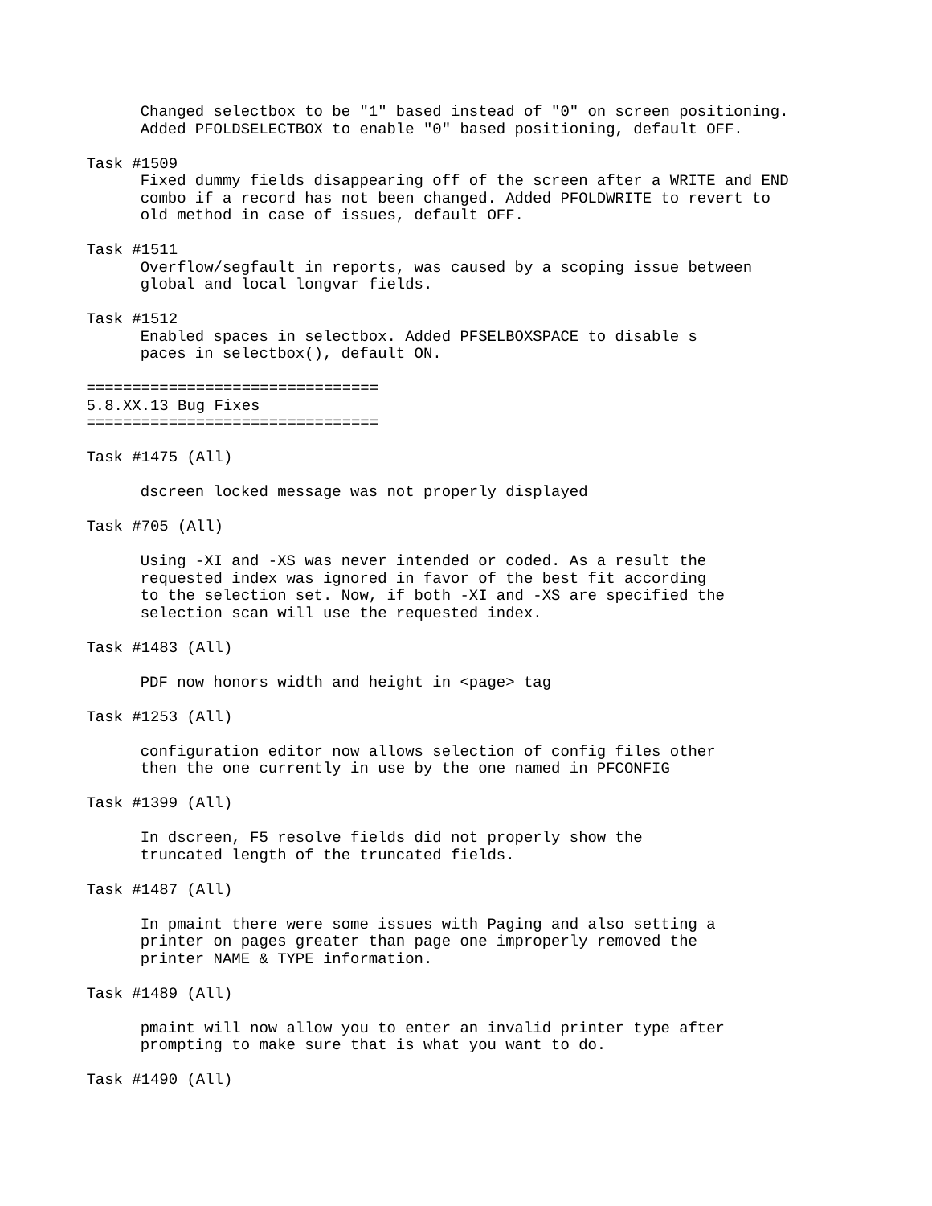Changed selectbox to be "1" based instead of "0" on screen positioning.
Added PFOLDSELECTBOX to enable "0" based positioning, default OFF.

Task #1509

Fixed dummy fields disappearing off of the screen after a WRITE and END combo if a record has not been changed. Added PFOLDWRITE to revert to old method in case of issues, default OFF.

Task #1511

Overflow/segfault in reports, was caused by a scoping issue between global and local longvar fields.

Task #1512

Enabled spaces in selectbox. Added PFSELBOXSPACE to disable s
paces in selectbox(), default ON.

================================
5.8.XX.13 Bug Fixes
================================

Task #1475 (All)

dscreen locked message was not properly displayed

Task #705 (All)

Using -XI and -XS was never intended or coded. As a result the requested index was ignored in favor of the best fit according to the selection set. Now, if both -XI and -XS are specified the selection scan will use the requested index.

Task #1483 (All)

PDF now honors width and height in <page> tag

Task #1253 (All)

configuration editor now allows selection of config files other then the one currently in use by the one named in PFCONFIG

Task #1399 (All)

In dscreen, F5 resolve fields did not properly show the truncated length of the truncated fields.

Task #1487 (All)

In pmaint there were some issues with Paging and also setting a printer on pages greater than page one improperly removed the printer NAME & TYPE information.

Task #1489 (All)

pmaint will now allow you to enter an invalid printer type after prompting to make sure that is what you want to do.

Task #1490 (All)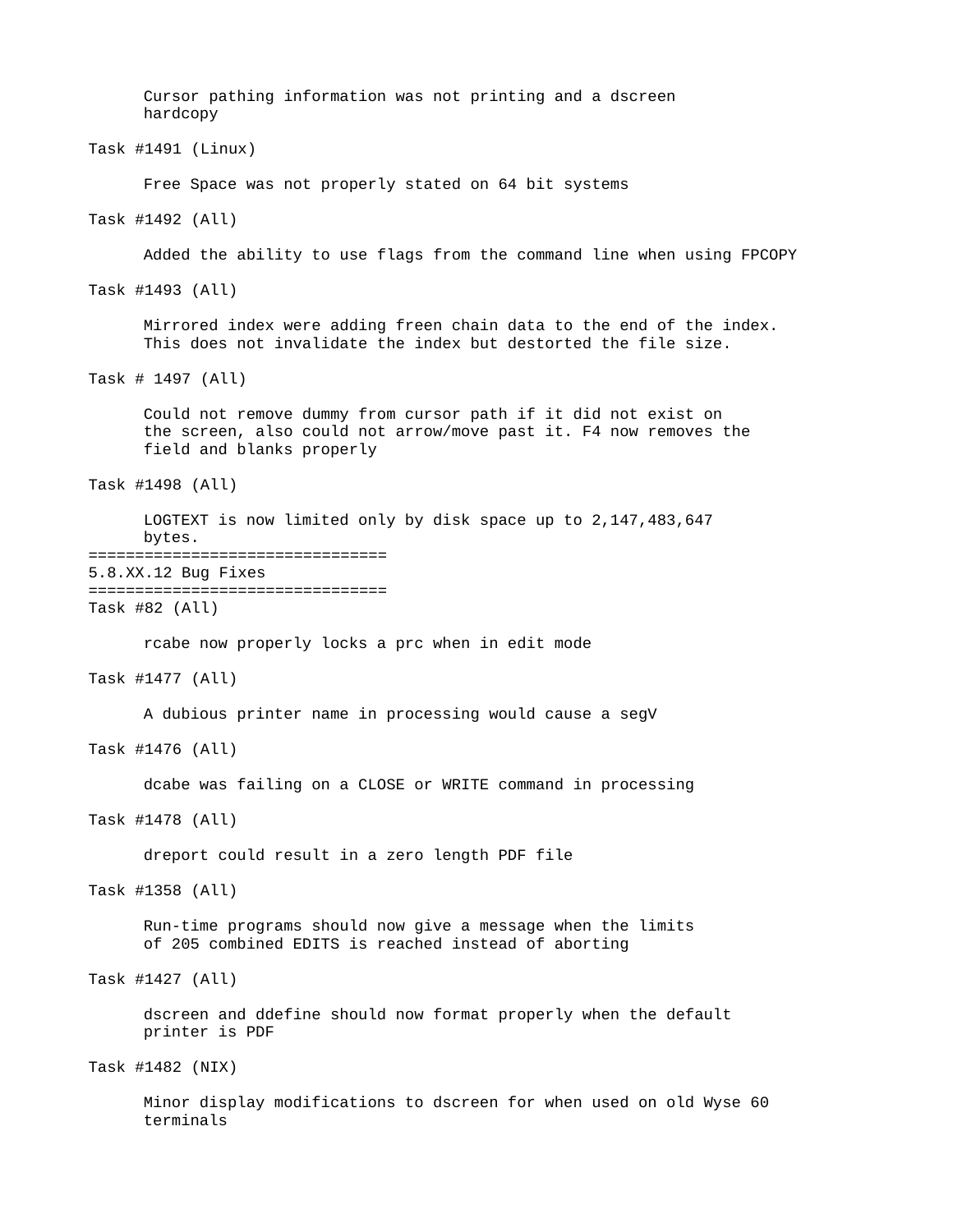Cursor pathing information was not printing and a dscreen hardcopy

Task #1491 (Linux)

Free Space was not properly stated on 64 bit systems

Task #1492 (All)

Added the ability to use flags from the command line when using FPCOPY

Task #1493 (All)

Mirrored index were adding freen chain data to the end of the index. This does not invalidate the index but destorted the file size.

Task # 1497 (All)

Could not remove dummy from cursor path if it did not exist on the screen, also could not arrow/move past it. F4 now removes the field and blanks properly

Task #1498 (All)

LOGTEXT is now limited only by disk space up to 2,147,483,647 bytes.

================================
5.8.XX.12 Bug Fixes
================================

Task #82 (All)

rcabe now properly locks a prc when in edit mode

Task #1477 (All)

A dubious printer name in processing would cause a segV

Task #1476 (All)

dcabe was failing on a CLOSE or WRITE command in processing

Task #1478 (All)

dreport could result in a zero length PDF file

Task #1358 (All)

Run-time programs should now give a message when the limits of 205 combined EDITS is reached instead of aborting

Task #1427 (All)

dscreen and ddefine should now format properly when the default printer is PDF

Task #1482 (NIX)

Minor display modifications to dscreen for when used on old Wyse 60 terminals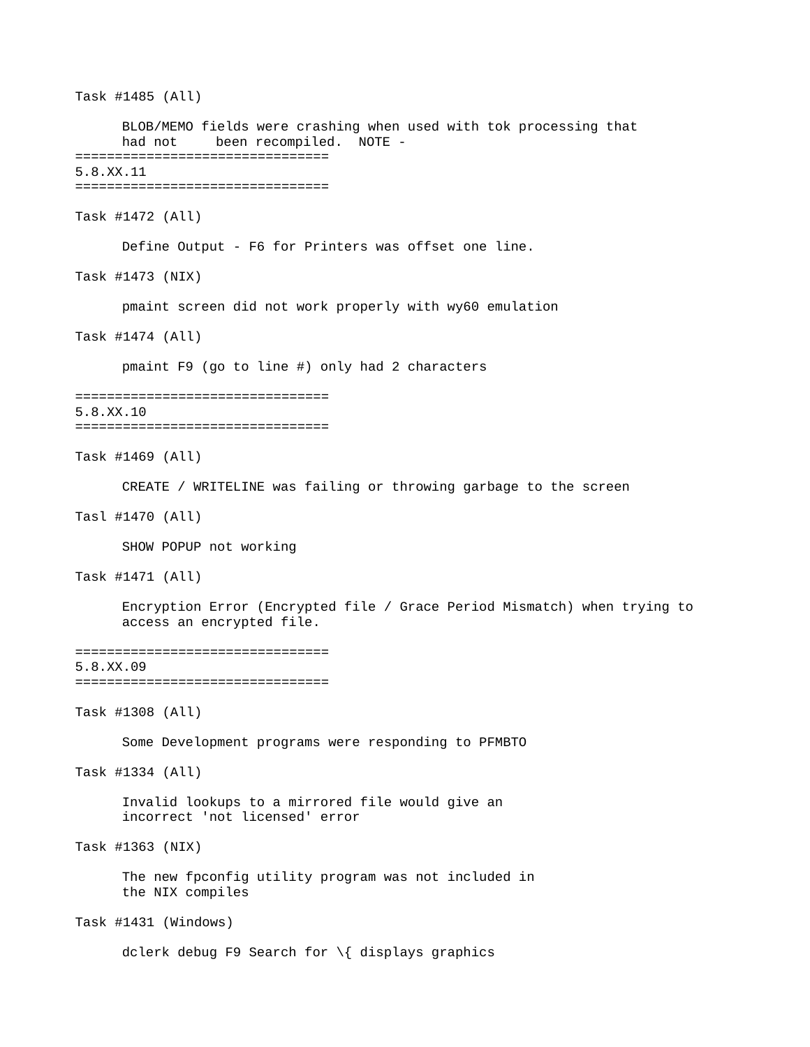Task #1485 (All)

BLOB/MEMO fields were crashing when used with tok processing that had not been recompiled.  NOTE -

================================
5.8.XX.11
================================

Task #1472 (All)

Define Output - F6 for Printers was offset one line.

Task #1473 (NIX)

pmaint screen did not work properly with wy60 emulation

Task #1474 (All)

pmaint F9 (go to line #) only had 2 characters

================================
5.8.XX.10
================================

Task #1469 (All)

CREATE / WRITELINE was failing or throwing garbage to the screen

Tasl #1470 (All)

SHOW POPUP not working

Task #1471 (All)

Encryption Error (Encrypted file / Grace Period Mismatch) when trying to access an encrypted file.

================================
5.8.XX.09
================================

Task #1308 (All)

Some Development programs were responding to PFMBTO

Task #1334 (All)

Invalid lookups to a mirrored file would give an incorrect 'not licensed' error

Task #1363 (NIX)

The new fpconfig utility program was not included in the NIX compiles

Task #1431 (Windows)

dclerk debug F9 Search for \{ displays graphics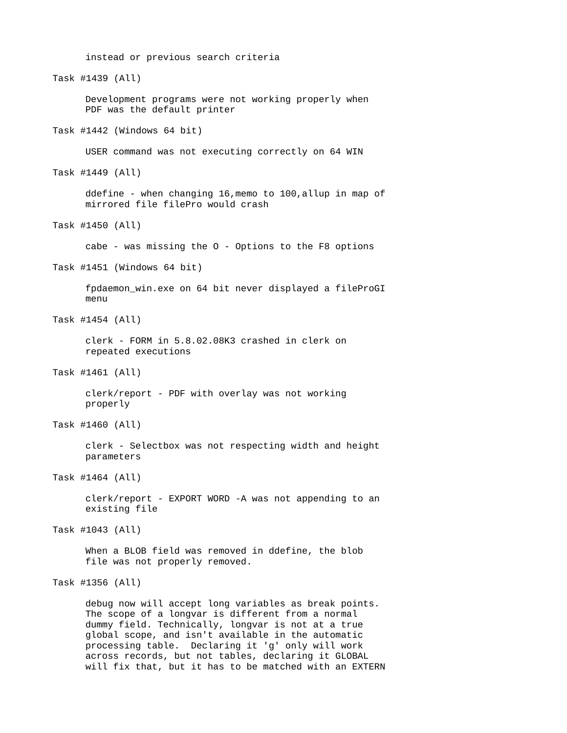instead or previous search criteria

Task #1439 (All)

Development programs were not working properly when PDF was the default printer

Task #1442 (Windows 64 bit)

USER command was not executing correctly on 64 WIN

Task #1449 (All)

ddefine - when changing 16,memo to 100,allup in map of mirrored file filePro would crash

Task #1450 (All)

cabe - was missing the O - Options to the F8 options

Task #1451 (Windows 64 bit)

fpdaemon_win.exe on 64 bit never displayed a fileProGI menu

Task #1454 (All)

clerk - FORM in 5.8.02.08K3 crashed in clerk on repeated executions

Task #1461 (All)

clerk/report - PDF with overlay was not working properly

Task #1460 (All)

clerk - Selectbox was not respecting width and height parameters

Task #1464 (All)

clerk/report - EXPORT WORD -A was not appending to an existing file

Task #1043 (All)

When a BLOB field was removed in ddefine, the blob file was not properly removed.

Task #1356 (All)

debug now will accept long variables as break points. The scope of a longvar is different from a normal dummy field. Technically, longvar is not at a true global scope, and isn't available in the automatic processing table. Declaring it 'g' only will work across records, but not tables, declaring it GLOBAL will fix that, but it has to be matched with an EXTERN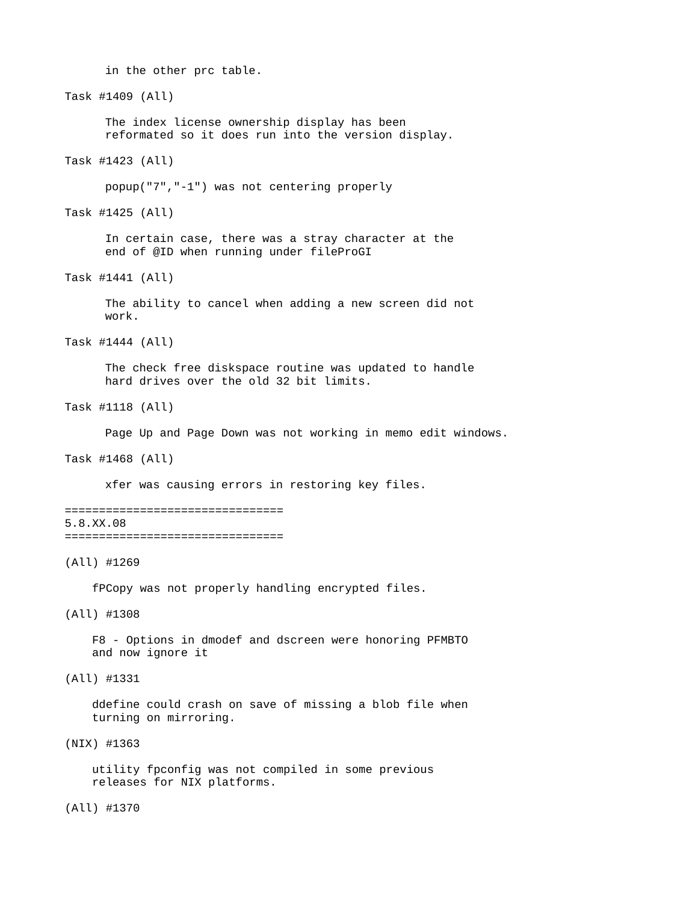in the other prc table.

Task #1409 (All)

The index license ownership display has been reformated so it does run into the version display.

Task #1423 (All)

popup("7","-1") was not centering properly

Task #1425 (All)

In certain case, there was a stray character at the end of @ID when running under fileProGI

Task #1441 (All)

The ability to cancel when adding a new screen did not work.

Task #1444 (All)

The check free diskspace routine was updated to handle hard drives over the old 32 bit limits.

Task #1118 (All)

Page Up and Page Down was not working in memo edit windows.

Task #1468 (All)

xfer was causing errors in restoring key files.

================================
5.8.XX.08
================================

(All) #1269

fPCopy was not properly handling encrypted files.

(All) #1308

F8 - Options in dmodef and dscreen were honoring PFMBTO and now ignore it

(All) #1331

ddefine could crash on save of missing a blob file when turning on mirroring.

(NIX) #1363

utility fpconfig was not compiled in some previous releases for NIX platforms.

(All) #1370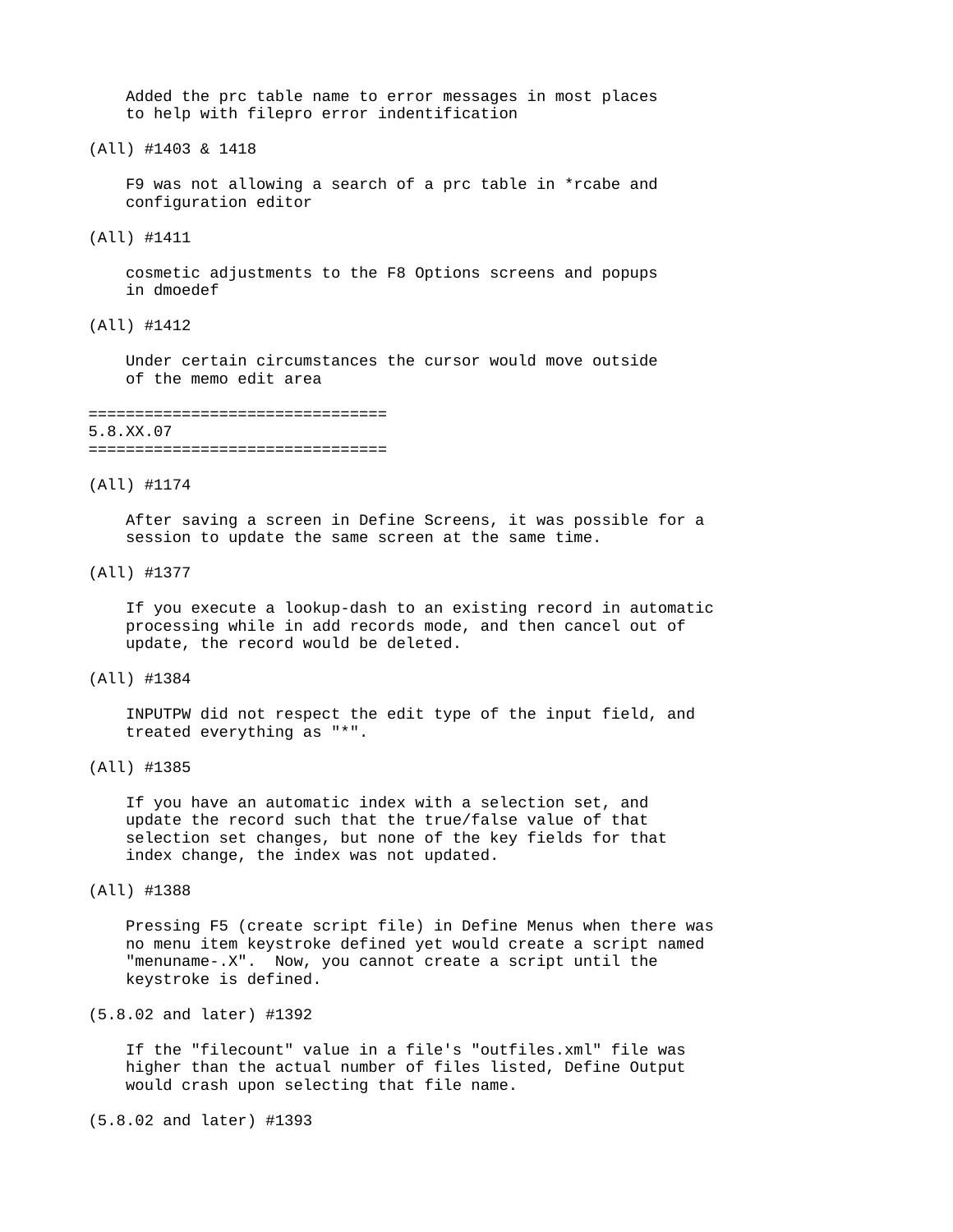Added the prc table name to error messages in most places to help with filepro error indentification

(All) #1403 & 1418

F9 was not allowing a search of a prc table in *rcabe and configuration editor

(All) #1411

cosmetic adjustments to the F8 Options screens and popups in dmoedef

(All) #1412

Under certain circumstances the cursor would move outside of the memo edit area

================================
5.8.XX.07
================================

(All) #1174

After saving a screen in Define Screens, it was possible for a session to update the same screen at the same time.

(All) #1377

If you execute a lookup-dash to an existing record in automatic processing while in add records mode, and then cancel out of update, the record would be deleted.

(All) #1384

INPUTPW did not respect the edit type of the input field, and treated everything as "*".

(All) #1385

If you have an automatic index with a selection set, and update the record such that the true/false value of that selection set changes, but none of the key fields for that index change, the index was not updated.

(All) #1388

Pressing F5 (create script file) in Define Menus when there was no menu item keystroke defined yet would create a script named "menuname-.X". Now, you cannot create a script until the keystroke is defined.

(5.8.02 and later) #1392

If the "filecount" value in a file's "outfiles.xml" file was higher than the actual number of files listed, Define Output would crash upon selecting that file name.

(5.8.02 and later) #1393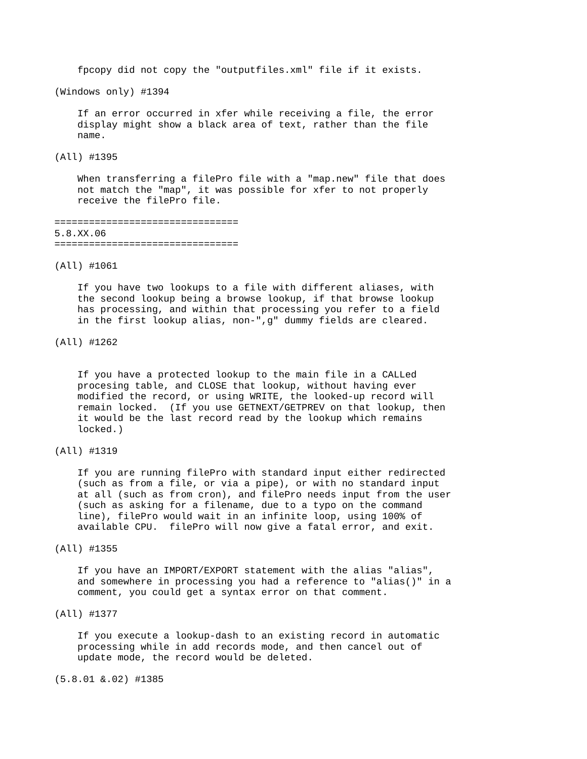fpcopy did not copy the "outputfiles.xml" file if it exists.

(Windows only) #1394

If an error occurred in xfer while receiving a file, the error display might show a black area of text, rather than the file name.

(All) #1395

When transferring a filePro file with a "map.new" file that does not match the "map", it was possible for xfer to not properly receive the filePro file.

================================
5.8.XX.06
================================

(All) #1061

If you have two lookups to a file with different aliases, with the second lookup being a browse lookup, if that browse lookup has processing, and within that processing you refer to a field in the first lookup alias, non-",g" dummy fields are cleared.

(All) #1262

If you have a protected lookup to the main file in a CALLed procesing table, and CLOSE that lookup, without having ever modified the record, or using WRITE, the looked-up record will remain locked. (If you use GETNEXT/GETPREV on that lookup, then it would be the last record read by the lookup which remains locked.)

(All) #1319

If you are running filePro with standard input either redirected (such as from a file, or via a pipe), or with no standard input at all (such as from cron), and filePro needs input from the user (such as asking for a filename, due to a typo on the command line), filePro would wait in an infinite loop, using 100% of available CPU. filePro will now give a fatal error, and exit.

(All) #1355

If you have an IMPORT/EXPORT statement with the alias "alias", and somewhere in processing you had a reference to "alias()" in a comment, you could get a syntax error on that comment.

(All) #1377

If you execute a lookup-dash to an existing record in automatic processing while in add records mode, and then cancel out of update mode, the record would be deleted.

(5.8.01 &.02) #1385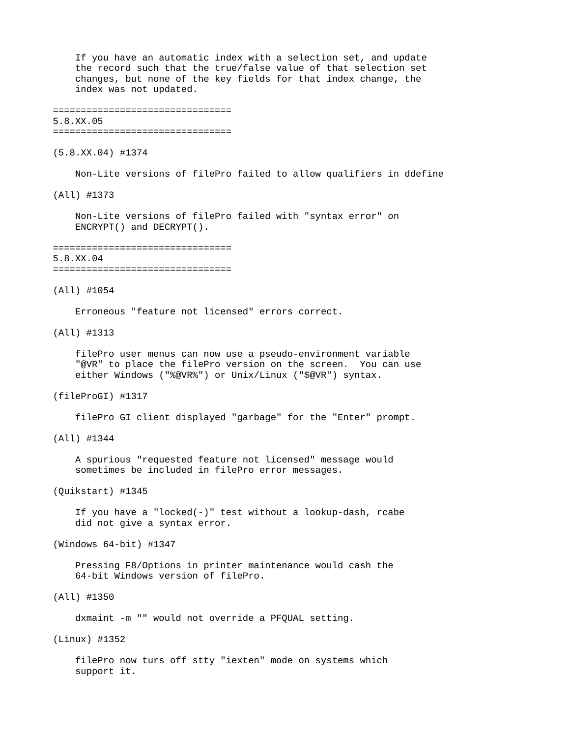If you have an automatic index with a selection set, and update the record such that the true/false value of that selection set changes, but none of the key fields for that index change, the index was not updated.

================================
5.8.XX.05
================================

(5.8.XX.04) #1374

Non-Lite versions of filePro failed to allow qualifiers in ddefine

(All) #1373

Non-Lite versions of filePro failed with "syntax error" on ENCRYPT() and DECRYPT().

================================
5.8.XX.04
================================

(All) #1054

Erroneous "feature not licensed" errors correct.

(All) #1313

filePro user menus can now use a pseudo-environment variable "@VR" to place the filePro version on the screen. You can use either Windows ("%@VR%") or Unix/Linux ("$@VR") syntax.

(fileProGI) #1317

filePro GI client displayed "garbage" for the "Enter" prompt.

(All) #1344

A spurious "requested feature not licensed" message would sometimes be included in filePro error messages.

(Quikstart) #1345

If you have a "locked(-)" test without a lookup-dash, rcabe did not give a syntax error.

(Windows 64-bit) #1347

Pressing F8/Options in printer maintenance would cash the 64-bit Windows version of filePro.

(All) #1350

dxmaint -m "" would not override a PFQUAL setting.

(Linux) #1352

filePro now turs off stty "iexten" mode on systems which support it.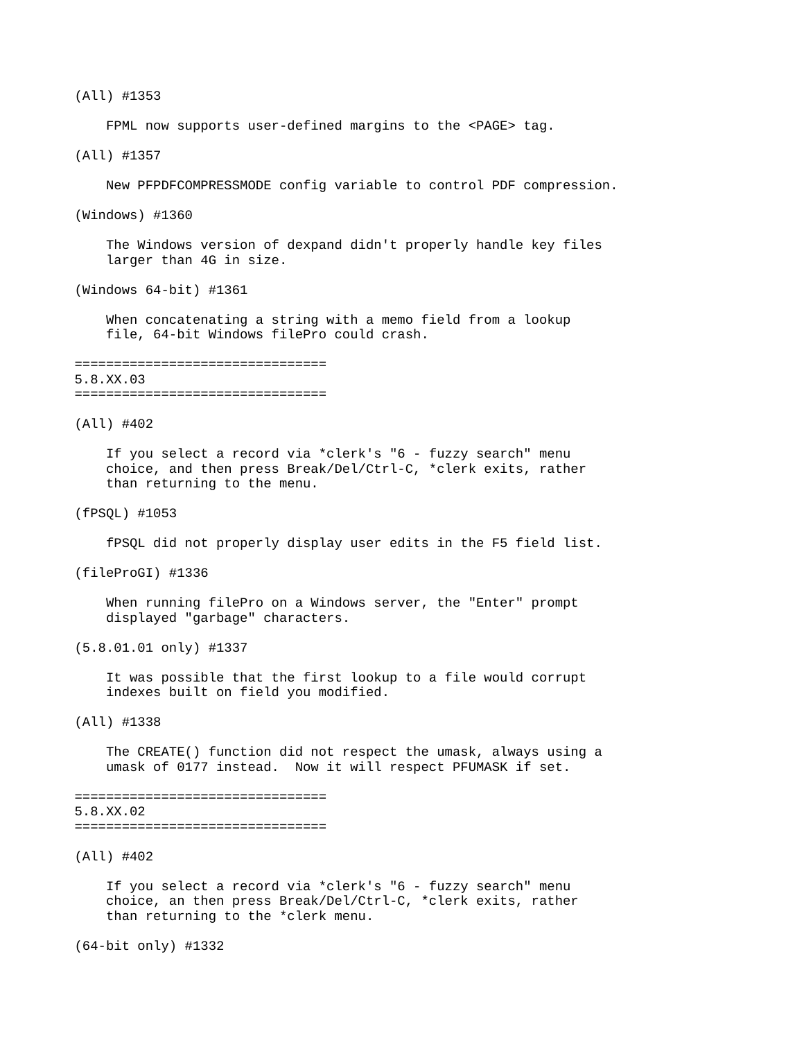(All) #1353

FPML now supports user-defined margins to the <PAGE> tag.

(All) #1357

New PFPDFCOMPRESSMODE config variable to control PDF compression.

(Windows) #1360

The Windows version of dexpand didn't properly handle key files larger than 4G in size.

(Windows 64-bit) #1361

When concatenating a string with a memo field from a lookup file, 64-bit Windows filePro could crash.

================================
5.8.XX.03
================================

(All) #402

If you select a record via *clerk's "6 - fuzzy search" menu choice, and then press Break/Del/Ctrl-C, *clerk exits, rather than returning to the menu.

(fPSQL) #1053

fPSQL did not properly display user edits in the F5 field list.

(fileProGI) #1336

When running filePro on a Windows server, the "Enter" prompt displayed "garbage" characters.

(5.8.01.01 only) #1337

It was possible that the first lookup to a file would corrupt indexes built on field you modified.

(All) #1338

The CREATE() function did not respect the umask, always using a umask of 0177 instead.  Now it will respect PFUMASK if set.

================================
5.8.XX.02
================================

(All) #402

If you select a record via *clerk's "6 - fuzzy search" menu choice, an then press Break/Del/Ctrl-C, *clerk exits, rather than returning to the *clerk menu.

(64-bit only) #1332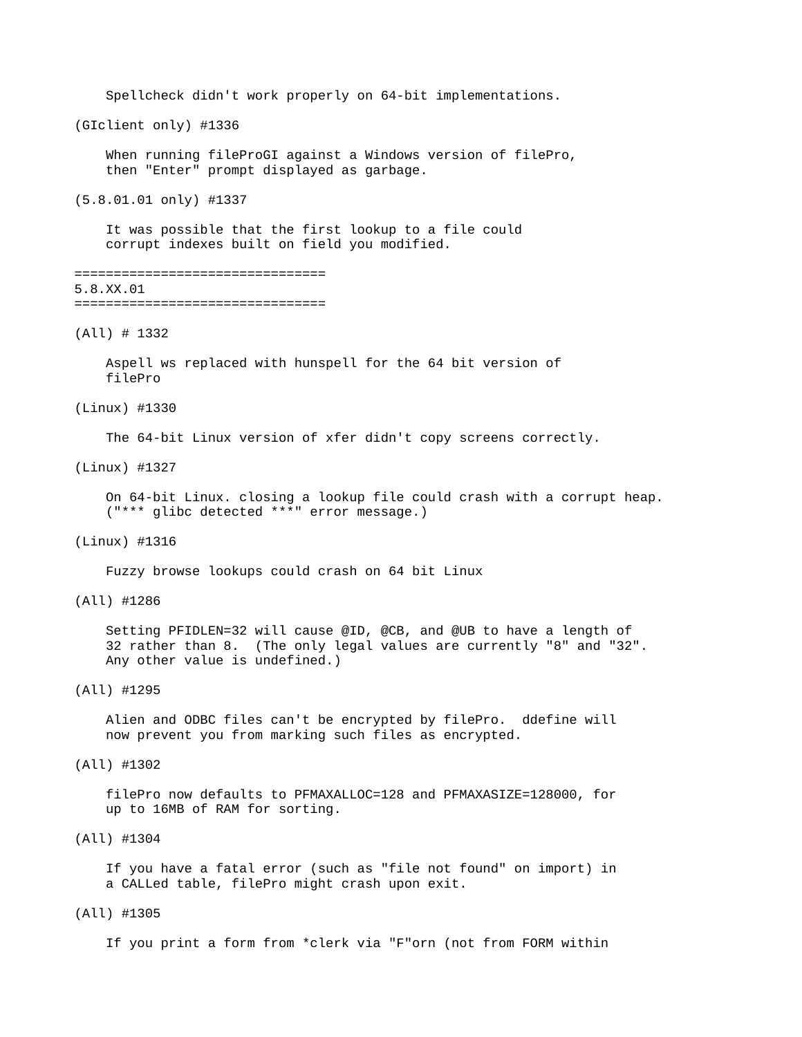Spellcheck didn't work properly on 64-bit implementations.

(GIclient only) #1336

When running fileProGI against a Windows version of filePro, then "Enter" prompt displayed as garbage.

(5.8.01.01 only) #1337

It was possible that the first lookup to a file could corrupt indexes built on field you modified.

================================
5.8.XX.01
================================

(All) # 1332

Aspell ws replaced with hunspell for the 64 bit version of filePro

(Linux) #1330

The 64-bit Linux version of xfer didn't copy screens correctly.

(Linux) #1327

On 64-bit Linux. closing a lookup file could crash with a corrupt heap. ("*** glibc detected ***" error message.)

(Linux) #1316

Fuzzy browse lookups could crash on 64 bit Linux

(All) #1286

Setting PFIDLEN=32 will cause @ID, @CB, and @UB to have a length of 32 rather than 8.  (The only legal values are currently "8" and "32". Any other value is undefined.)

(All) #1295

Alien and ODBC files can't be encrypted by filePro.  ddefine will now prevent you from marking such files as encrypted.

(All) #1302

filePro now defaults to PFMAXALLOC=128 and PFMAXASIZE=128000, for up to 16MB of RAM for sorting.

(All) #1304

If you have a fatal error (such as "file not found" on import) in a CALLed table, filePro might crash upon exit.

(All) #1305

If you print a form from *clerk via "F"orn (not from FORM within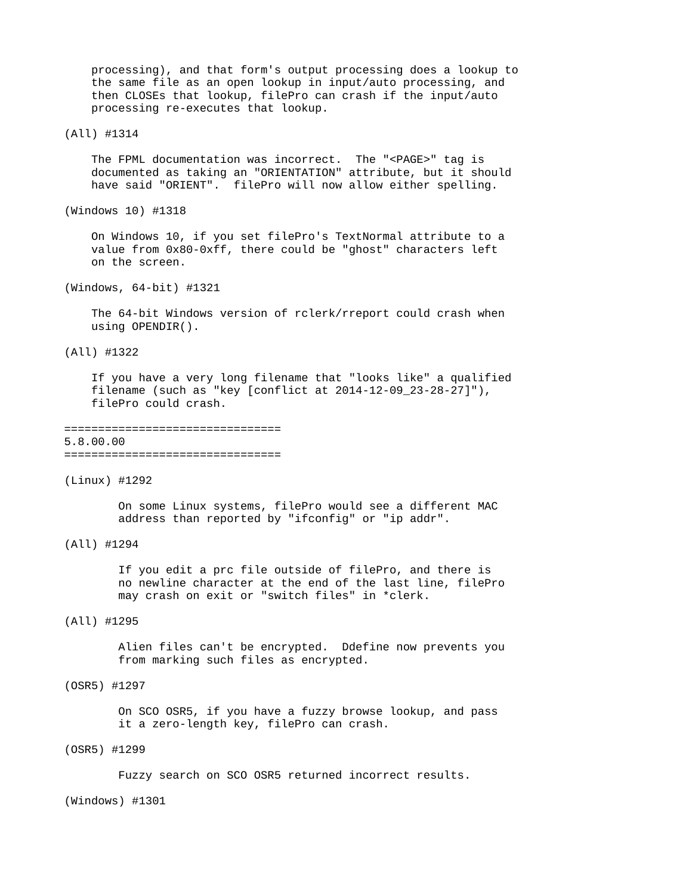processing), and that form's output processing does a lookup to the same file as an open lookup in input/auto processing, and then CLOSEs that lookup, filePro can crash if the input/auto processing re-executes that lookup.

(All) #1314

The FPML documentation was incorrect. The "<PAGE>" tag is documented as taking an "ORIENTATION" attribute, but it should have said "ORIENT". filePro will now allow either spelling.

(Windows 10) #1318

On Windows 10, if you set filePro's TextNormal attribute to a value from 0x80-0xff, there could be "ghost" characters left on the screen.

(Windows, 64-bit) #1321

The 64-bit Windows version of rclerk/rreport could crash when using OPENDIR().

(All) #1322

If you have a very long filename that "looks like" a qualified filename (such as "key [conflict at 2014-12-09_23-28-27]"), filePro could crash.

================================
5.8.00.00
================================

(Linux) #1292

On some Linux systems, filePro would see a different MAC address than reported by "ifconfig" or "ip addr".

(All) #1294

If you edit a prc file outside of filePro, and there is no newline character at the end of the last line, filePro may crash on exit or "switch files" in *clerk.

(All) #1295

Alien files can't be encrypted. Ddefine now prevents you from marking such files as encrypted.

(OSR5) #1297

On SCO OSR5, if you have a fuzzy browse lookup, and pass it a zero-length key, filePro can crash.

(OSR5) #1299

Fuzzy search on SCO OSR5 returned incorrect results.

(Windows) #1301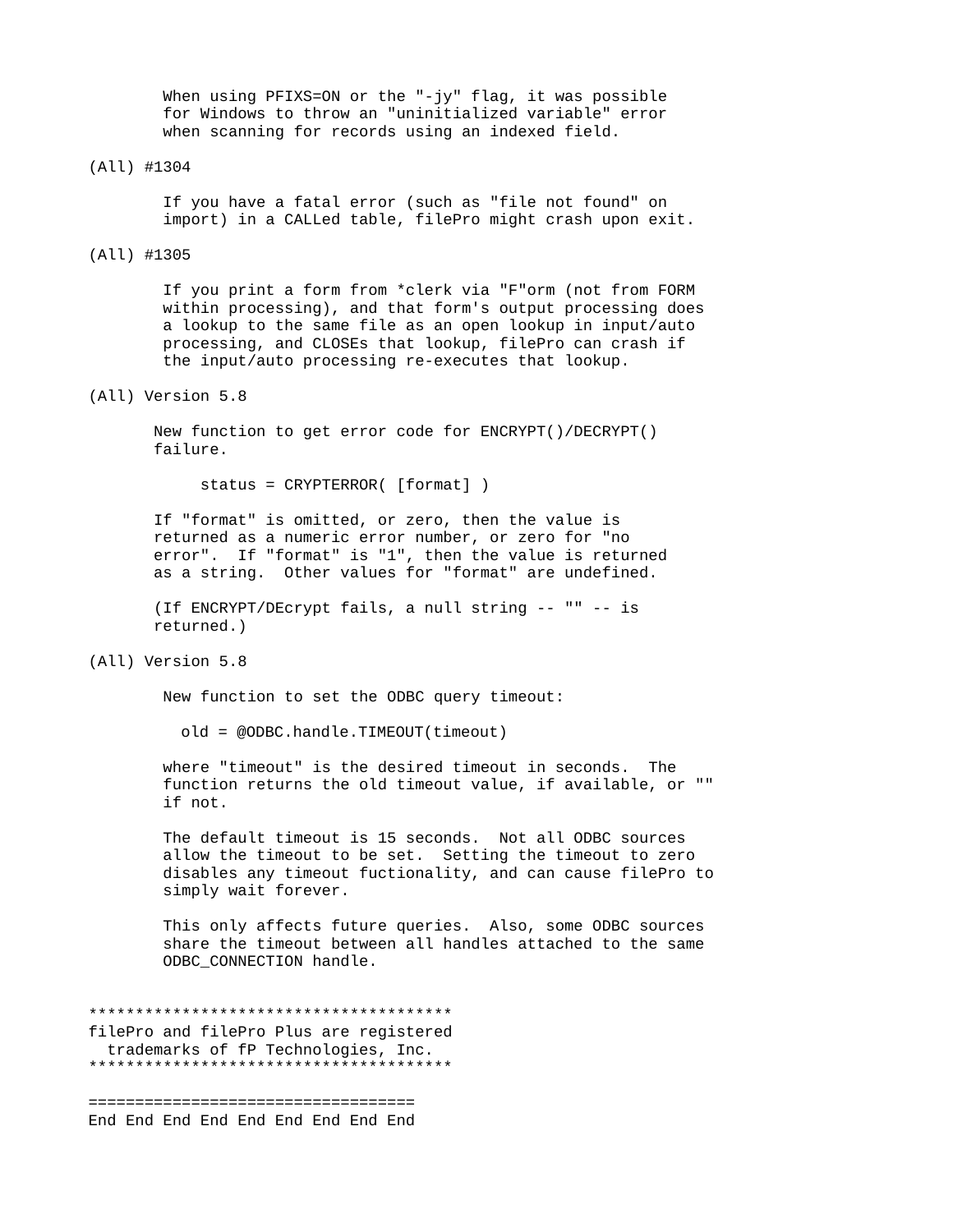When using PFIXS=ON or the "-jy" flag, it was possible for Windows to throw an "uninitialized variable" error when scanning for records using an indexed field.

(All) #1304

If you have a fatal error (such as "file not found" on import) in a CALLed table, filePro might crash upon exit.

(All) #1305

If you print a form from *clerk via "F"orm (not from FORM within processing), and that form's output processing does a lookup to the same file as an open lookup in input/auto processing, and CLOSEs that lookup, filePro can crash if the input/auto processing re-executes that lookup.

(All) Version 5.8

New function to get error code for ENCRYPT()/DECRYPT() failure.

```
status = CRYPTERROR( [format] )
```

If "format" is omitted, or zero, then the value is returned as a numeric error number, or zero for "no error". If "format" is "1", then the value is returned as a string. Other values for "format" are undefined.

(If ENCRYPT/DEcrypt fails, a null string -- "" -- is returned.)

(All) Version 5.8

New function to set the ODBC query timeout:

```
old = @ODBC.handle.TIMEOUT(timeout)
```

where "timeout" is the desired timeout in seconds. The function returns the old timeout value, if available, or "" if not.

The default timeout is 15 seconds. Not all ODBC sources allow the timeout to be set. Setting the timeout to zero disables any timeout fuctionality, and can cause filePro to simply wait forever.

This only affects future queries. Also, some ODBC sources share the timeout between all handles attached to the same ODBC_CONNECTION handle.

```
***************************************
filePro and filePro Plus are registered
  trademarks of fP Technologies, Inc.
***************************************

===================================
End End End End End End End End End
```